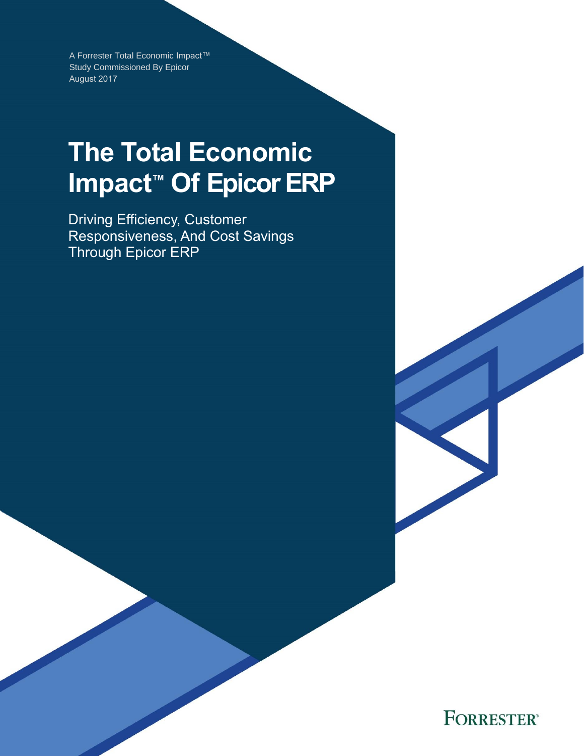A Forrester Total Economic Impact™ Study Commissioned By Epicor
August 2017

# The Total Economic Impact™ Of Epicor ERP

Driving Efficiency, Customer Responsiveness, And Cost Savings Through Epicor ERP

FORRESTER®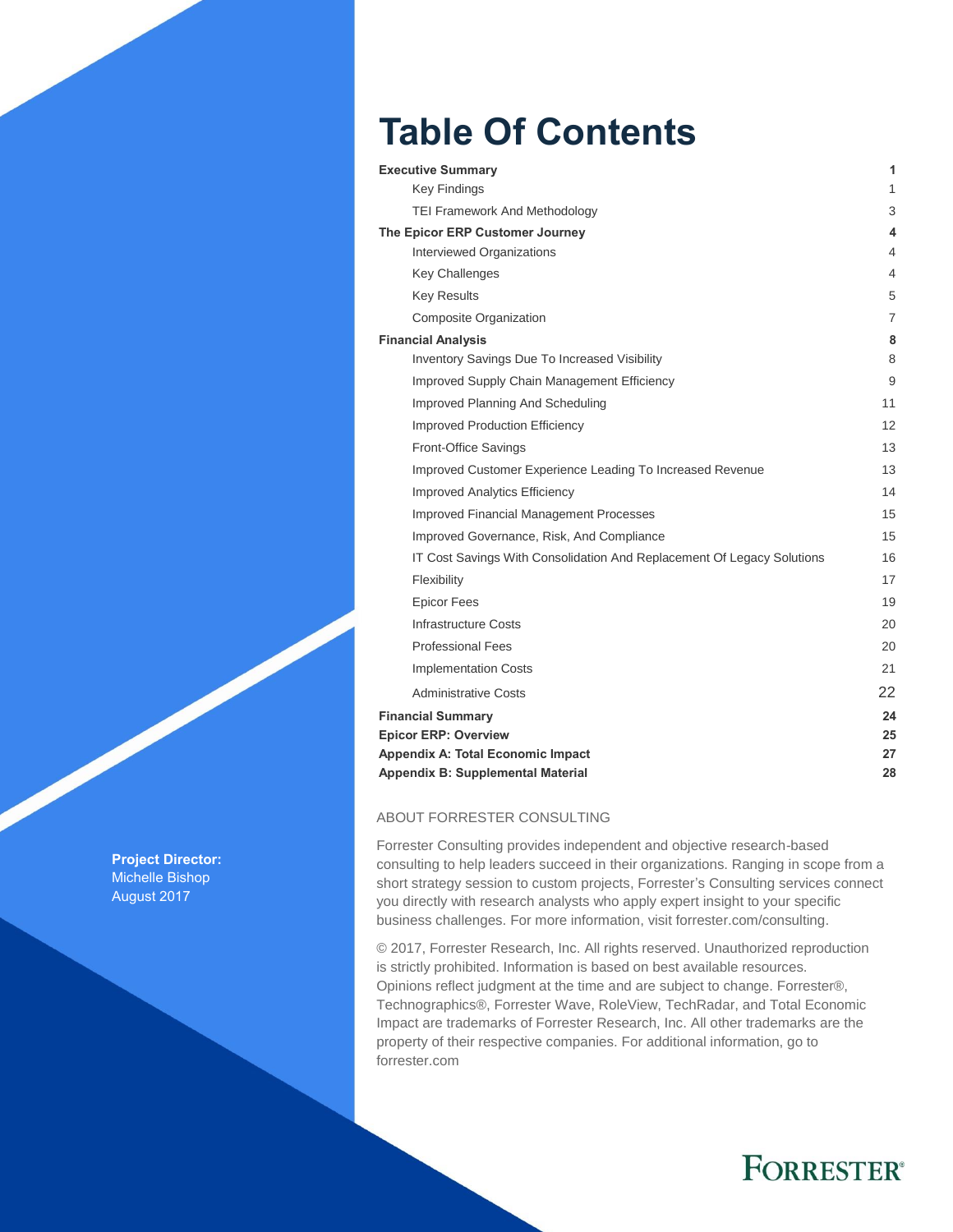# Table Of Contents

| | |
|---|---|
| **Executive Summary** | **1** |
| Key Findings | 1 |
| TEI Framework And Methodology | 3 |
| **The Epicor ERP Customer Journey** | **4** |
| Interviewed Organizations | 4 |
| Key Challenges | 4 |
| Key Results | 5 |
| Composite Organization | 7 |
| **Financial Analysis** | **8** |
| Inventory Savings Due To Increased Visibility | 8 |
| Improved Supply Chain Management Efficiency | 9 |
| Improved Planning And Scheduling | 11 |
| Improved Production Efficiency | 12 |
| Front-Office Savings | 13 |
| Improved Customer Experience Leading To Increased Revenue | 13 |
| Improved Analytics Efficiency | 14 |
| Improved Financial Management Processes | 15 |
| Improved Governance, Risk, And Compliance | 15 |
| IT Cost Savings With Consolidation And Replacement Of Legacy Solutions | 16 |
| Flexibility | 17 |
| Epicor Fees | 19 |
| Infrastructure Costs | 20 |
| Professional Fees | 20 |
| Implementation Costs | 21 |
| Administrative Costs | 22 |
| **Financial Summary** | **24** |
| **Epicor ERP: Overview** | **25** |
| **Appendix A: Total Economic Impact** | **27** |
| **Appendix B: Supplemental Material** | **28** |

**Project Director:**
Michelle Bishop
August 2017

ABOUT FORRESTER CONSULTING

Forrester Consulting provides independent and objective research-based consulting to help leaders succeed in their organizations. Ranging in scope from a short strategy session to custom projects, Forrester's Consulting services connect you directly with research analysts who apply expert insight to your specific business challenges. For more information, visit forrester.com/consulting.

© 2017, Forrester Research, Inc. All rights reserved. Unauthorized reproduction is strictly prohibited. Information is based on best available resources. Opinions reflect judgment at the time and are subject to change. Forrester®, Technographics®, Forrester Wave, RoleView, TechRadar, and Total Economic Impact are trademarks of Forrester Research, Inc. All other trademarks are the property of their respective companies. For additional information, go to forrester.com

FORRESTER®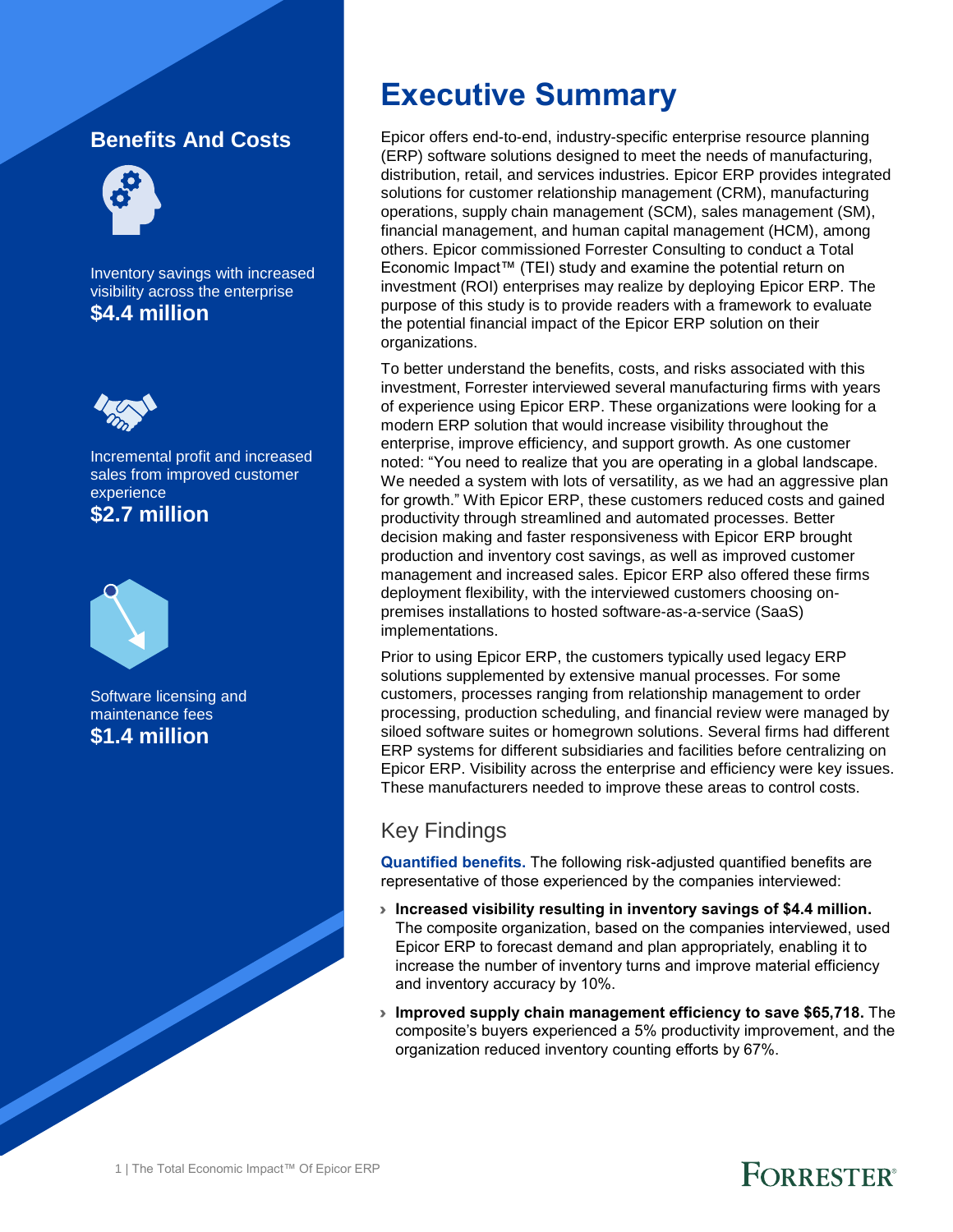## Benefits And Costs

Inventory savings with increased visibility across the enterprise

**$4.4 million**

Incremental profit and increased sales from improved customer experience

**$2.7 million**

Software licensing and maintenance fees

**$1.4 million**

# Executive Summary

Epicor offers end-to-end, industry-specific enterprise resource planning (ERP) software solutions designed to meet the needs of manufacturing, distribution, retail, and services industries. Epicor ERP provides integrated solutions for customer relationship management (CRM), manufacturing operations, supply chain management (SCM), sales management (SM), financial management, and human capital management (HCM), among others. Epicor commissioned Forrester Consulting to conduct a Total Economic Impact™ (TEI) study and examine the potential return on investment (ROI) enterprises may realize by deploying Epicor ERP. The purpose of this study is to provide readers with a framework to evaluate the potential financial impact of the Epicor ERP solution on their organizations.

To better understand the benefits, costs, and risks associated with this investment, Forrester interviewed several manufacturing firms with years of experience using Epicor ERP. These organizations were looking for a modern ERP solution that would increase visibility throughout the enterprise, improve efficiency, and support growth. As one customer noted: "You need to realize that you are operating in a global landscape. We needed a system with lots of versatility, as we had an aggressive plan for growth." With Epicor ERP, these customers reduced costs and gained productivity through streamlined and automated processes. Better decision making and faster responsiveness with Epicor ERP brought production and inventory cost savings, as well as improved customer management and increased sales. Epicor ERP also offered these firms deployment flexibility, with the interviewed customers choosing on-premises installations to hosted software-as-a-service (SaaS) implementations.

Prior to using Epicor ERP, the customers typically used legacy ERP solutions supplemented by extensive manual processes. For some customers, processes ranging from relationship management to order processing, production scheduling, and financial review were managed by siloed software suites or homegrown solutions. Several firms had different ERP systems for different subsidiaries and facilities before centralizing on Epicor ERP. Visibility across the enterprise and efficiency were key issues. These manufacturers needed to improve these areas to control costs.

## Key Findings

**Quantified benefits.** The following risk-adjusted quantified benefits are representative of those experienced by the companies interviewed:

- **Increased visibility resulting in inventory savings of $4.4 million.** The composite organization, based on the companies interviewed, used Epicor ERP to forecast demand and plan appropriately, enabling it to increase the number of inventory turns and improve material efficiency and inventory accuracy by 10%.
- **Improved supply chain management efficiency to save $65,718.** The composite's buyers experienced a 5% productivity improvement, and the organization reduced inventory counting efforts by 67%.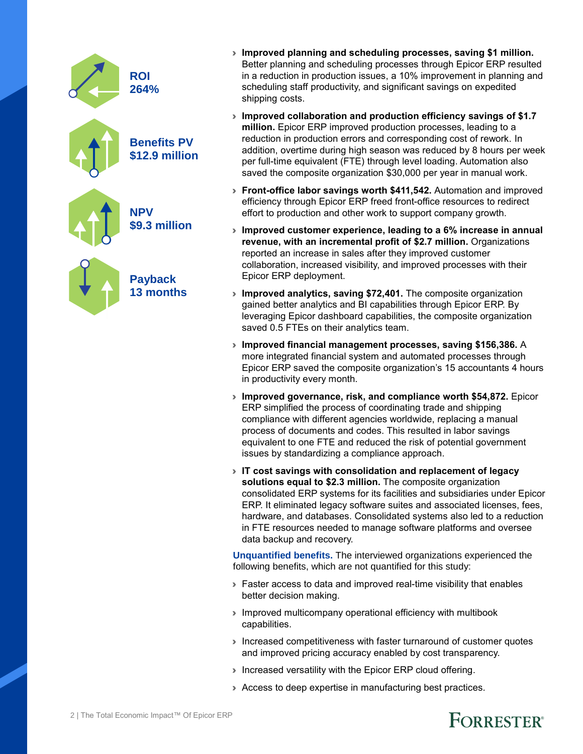**ROI**
**264%**

**Benefits PV**
**$12.9 million**

**NPV**
**$9.3 million**

**Payback**
**13 months**

- **Improved planning and scheduling processes, saving $1 million.** Better planning and scheduling processes through Epicor ERP resulted in a reduction in production issues, a 10% improvement in planning and scheduling staff productivity, and significant savings on expedited shipping costs.
- **Improved collaboration and production efficiency savings of $1.7 million.** Epicor ERP improved production processes, leading to a reduction in production errors and corresponding cost of rework. In addition, overtime during high season was reduced by 8 hours per week per full-time equivalent (FTE) through level loading. Automation also saved the composite organization $30,000 per year in manual work.
- **Front-office labor savings worth $411,542.** Automation and improved efficiency through Epicor ERP freed front-office resources to redirect effort to production and other work to support company growth.
- **Improved customer experience, leading to a 6% increase in annual revenue, with an incremental profit of $2.7 million.** Organizations reported an increase in sales after they improved customer collaboration, increased visibility, and improved processes with their Epicor ERP deployment.
- **Improved analytics, saving $72,401.** The composite organization gained better analytics and BI capabilities through Epicor ERP. By leveraging Epicor dashboard capabilities, the composite organization saved 0.5 FTEs on their analytics team.
- **Improved financial management processes, saving $156,386.** A more integrated financial system and automated processes through Epicor ERP saved the composite organization's 15 accountants 4 hours in productivity every month.
- **Improved governance, risk, and compliance worth $54,872.** Epicor ERP simplified the process of coordinating trade and shipping compliance with different agencies worldwide, replacing a manual process of documents and codes. This resulted in labor savings equivalent to one FTE and reduced the risk of potential government issues by standardizing a compliance approach.
- **IT cost savings with consolidation and replacement of legacy solutions equal to $2.3 million.** The composite organization consolidated ERP systems for its facilities and subsidiaries under Epicor ERP. It eliminated legacy software suites and associated licenses, fees, hardware, and databases. Consolidated systems also led to a reduction in FTE resources needed to manage software platforms and oversee data backup and recovery.

**Unquantified benefits.** The interviewed organizations experienced the following benefits, which are not quantified for this study:

- Faster access to data and improved real-time visibility that enables better decision making.
- Improved multicompany operational efficiency with multibook capabilities.
- Increased competitiveness with faster turnaround of customer quotes and improved pricing accuracy enabled by cost transparency.
- Increased versatility with the Epicor ERP cloud offering.
- Access to deep expertise in manufacturing best practices.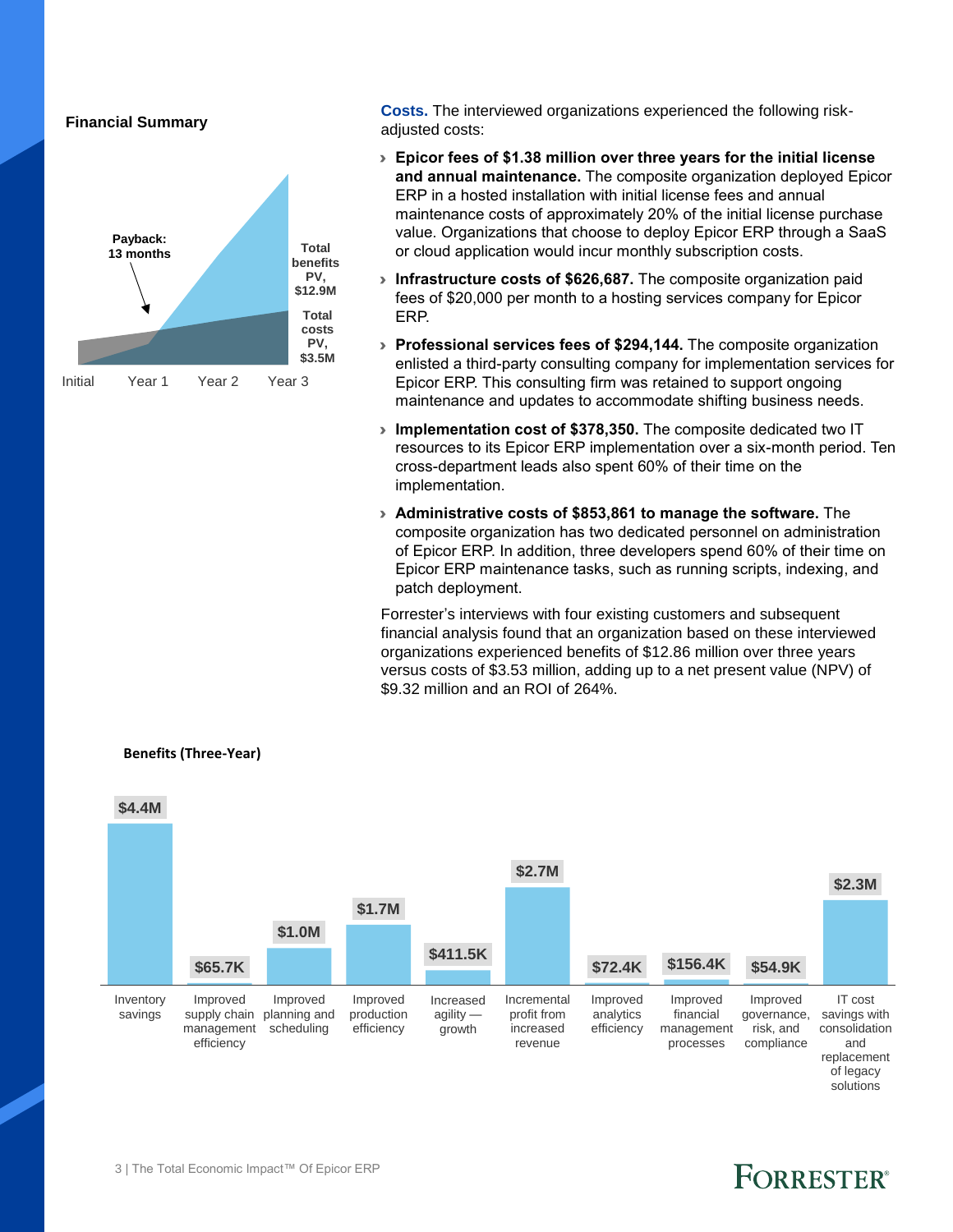**Financial Summary**

Payback: 13 months

Total benefits PV, $12.9M

Total costs PV, $3.5M

Initial | Year 1 | Year 2 | Year 3

**Costs.** The interviewed organizations experienced the following risk-adjusted costs:

- **Epicor fees of $1.38 million over three years for the initial license and annual maintenance.** The composite organization deployed Epicor ERP in a hosted installation with initial license fees and annual maintenance costs of approximately 20% of the initial license purchase value. Organizations that choose to deploy Epicor ERP through a SaaS or cloud application would incur monthly subscription costs.
- **Infrastructure costs of $626,687.** The composite organization paid fees of $20,000 per month to a hosting services company for Epicor ERP.
- **Professional services fees of $294,144.** The composite organization enlisted a third-party consulting company for implementation services for Epicor ERP. This consulting firm was retained to support ongoing maintenance and updates to accommodate shifting business needs.
- **Implementation cost of $378,350.** The composite dedicated two IT resources to its Epicor ERP implementation over a six-month period. Ten cross-department leads also spent 60% of their time on the implementation.
- **Administrative costs of $853,861 to manage the software.** The composite organization has two dedicated personnel on administration of Epicor ERP. In addition, three developers spend 60% of their time on Epicor ERP maintenance tasks, such as running scripts, indexing, and patch deployment.

Forrester's interviews with four existing customers and subsequent financial analysis found that an organization based on these interviewed organizations experienced benefits of $12.86 million over three years versus costs of $3.53 million, adding up to a net present value (NPV) of $9.32 million and an ROI of 264%.

**Benefits (Three-Year)**

| Benefit | Value |
|---|---|
| Inventory savings | $4.4M |
| Improved supply chain management efficiency | $65.7K |
| Improved planning and scheduling | $1.0M |
| Improved production efficiency | $1.7M |
| Increased agility — growth | $411.5K |
| Incremental profit from increased revenue | $2.7M |
| Improved analytics efficiency | $72.4K |
| Improved financial management processes | $156.4K |
| Improved governance, risk, and compliance | $54.9K |
| IT cost savings with consolidation and replacement of legacy solutions | $2.3M |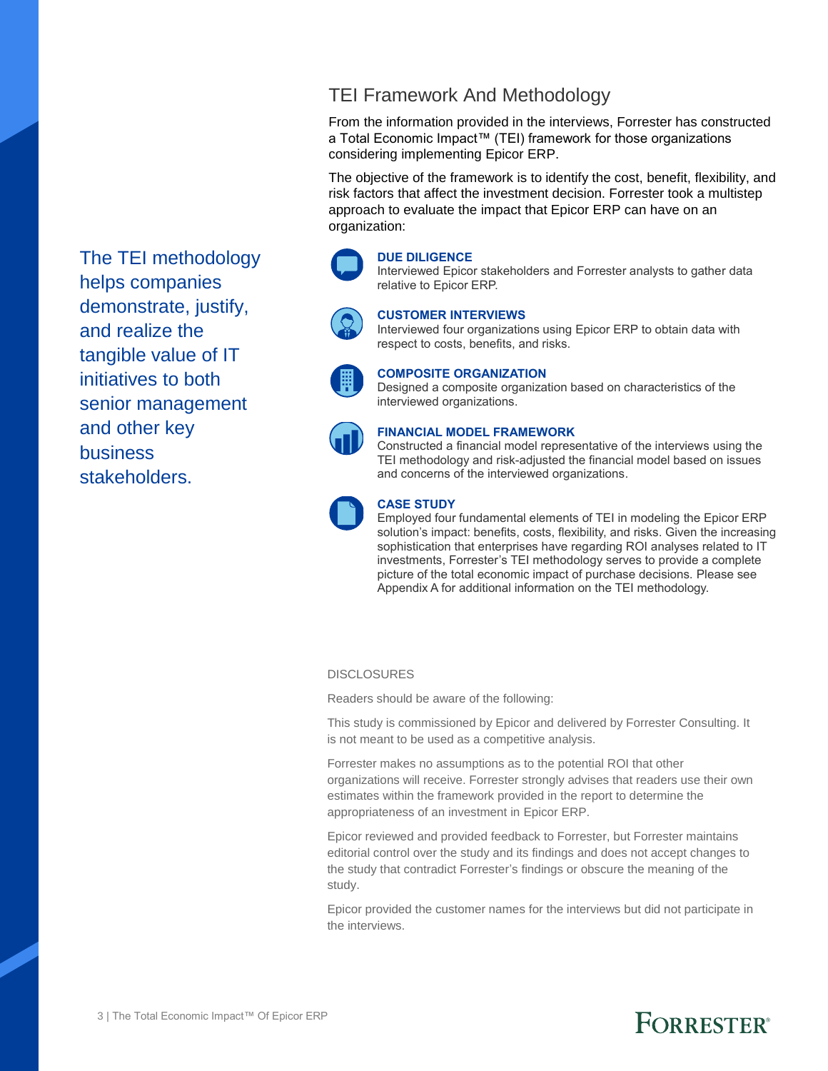## TEI Framework And Methodology

From the information provided in the interviews, Forrester has constructed a Total Economic Impact™ (TEI) framework for those organizations considering implementing Epicor ERP.

The objective of the framework is to identify the cost, benefit, flexibility, and risk factors that affect the investment decision. Forrester took a multistep approach to evaluate the impact that Epicor ERP can have on an organization:

The TEI methodology helps companies demonstrate, justify, and realize the tangible value of IT initiatives to both senior management and other key business stakeholders.

**DUE DILIGENCE**
Interviewed Epicor stakeholders and Forrester analysts to gather data relative to Epicor ERP.

**CUSTOMER INTERVIEWS**
Interviewed four organizations using Epicor ERP to obtain data with respect to costs, benefits, and risks.

**COMPOSITE ORGANIZATION**
Designed a composite organization based on characteristics of the interviewed organizations.

**FINANCIAL MODEL FRAMEWORK**
Constructed a financial model representative of the interviews using the TEI methodology and risk-adjusted the financial model based on issues and concerns of the interviewed organizations.

**CASE STUDY**
Employed four fundamental elements of TEI in modeling the Epicor ERP solution's impact: benefits, costs, flexibility, and risks. Given the increasing sophistication that enterprises have regarding ROI analyses related to IT investments, Forrester's TEI methodology serves to provide a complete picture of the total economic impact of purchase decisions. Please see Appendix A for additional information on the TEI methodology.

DISCLOSURES

Readers should be aware of the following:

This study is commissioned by Epicor and delivered by Forrester Consulting. It is not meant to be used as a competitive analysis.

Forrester makes no assumptions as to the potential ROI that other organizations will receive. Forrester strongly advises that readers use their own estimates within the framework provided in the report to determine the appropriateness of an investment in Epicor ERP.

Epicor reviewed and provided feedback to Forrester, but Forrester maintains editorial control over the study and its findings and does not accept changes to the study that contradict Forrester's findings or obscure the meaning of the study.

Epicor provided the customer names for the interviews but did not participate in the interviews.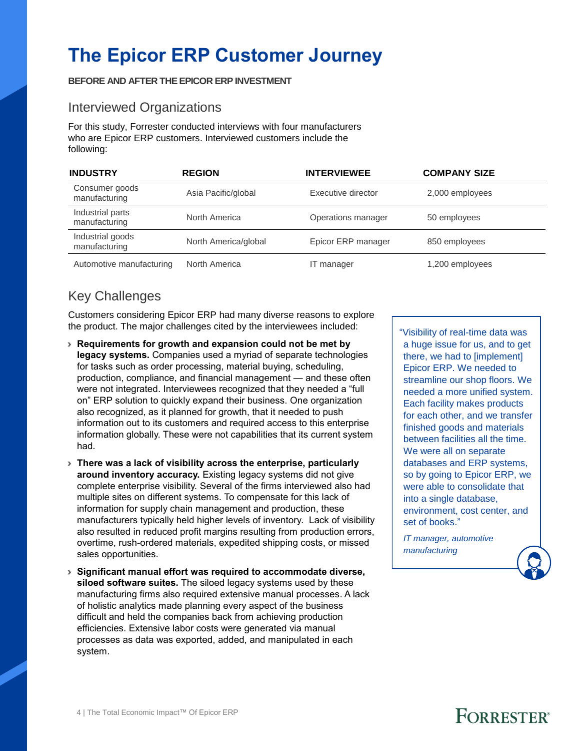# The Epicor ERP Customer Journey

**BEFORE AND AFTER THE EPICOR ERP INVESTMENT**

## Interviewed Organizations

For this study, Forrester conducted interviews with four manufacturers who are Epicor ERP customers. Interviewed customers include the following:

| INDUSTRY | REGION | INTERVIEWEE | COMPANY SIZE |
|---|---|---|---|
| Consumer goods manufacturing | Asia Pacific/global | Executive director | 2,000 employees |
| Industrial parts manufacturing | North America | Operations manager | 50 employees |
| Industrial goods manufacturing | North America/global | Epicor ERP manager | 850 employees |
| Automotive manufacturing | North America | IT manager | 1,200 employees |

## Key Challenges

Customers considering Epicor ERP had many diverse reasons to explore the product. The major challenges cited by the interviewees included:

- **Requirements for growth and expansion could not be met by legacy systems.** Companies used a myriad of separate technologies for tasks such as order processing, material buying, scheduling, production, compliance, and financial management — and these often were not integrated. Interviewees recognized that they needed a "full on" ERP solution to quickly expand their business. One organization also recognized, as it planned for growth, that it needed to push information out to its customers and required access to this enterprise information globally. These were not capabilities that its current system had.
- **There was a lack of visibility across the enterprise, particularly around inventory accuracy.** Existing legacy systems did not give complete enterprise visibility. Several of the firms interviewed also had multiple sites on different systems. To compensate for this lack of information for supply chain management and production, these manufacturers typically held higher levels of inventory. Lack of visibility also resulted in reduced profit margins resulting from production errors, overtime, rush-ordered materials, expedited shipping costs, or missed sales opportunities.
- **Significant manual effort was required to accommodate diverse, siloed software suites.** The siloed legacy systems used by these manufacturing firms also required extensive manual processes. A lack of holistic analytics made planning every aspect of the business difficult and held the companies back from achieving production efficiencies. Extensive labor costs were generated via manual processes as data was exported, added, and manipulated in each system.

> "Visibility of real-time data was a huge issue for us, and to get there, we had to [implement] Epicor ERP. We needed to streamline our shop floors. We needed a more unified system. Each facility makes products for each other, and we transfer finished goods and materials between facilities all the time. We were all on separate databases and ERP systems, so by going to Epicor ERP, we were able to consolidate that into a single database, environment, cost center, and set of books."
>
> *IT manager, automotive manufacturing*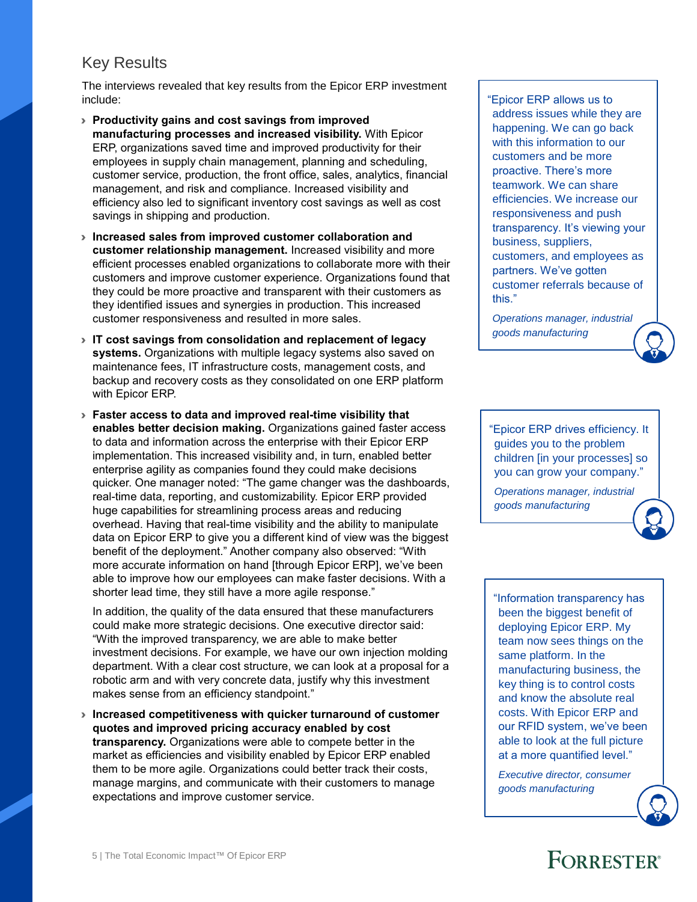## Key Results

The interviews revealed that key results from the Epicor ERP investment include:

- **Productivity gains and cost savings from improved manufacturing processes and increased visibility.** With Epicor ERP, organizations saved time and improved productivity for their employees in supply chain management, planning and scheduling, customer service, production, the front office, sales, analytics, financial management, and risk and compliance. Increased visibility and efficiency also led to significant inventory cost savings as well as cost savings in shipping and production.

- **Increased sales from improved customer collaboration and customer relationship management.** Increased visibility and more efficient processes enabled organizations to collaborate more with their customers and improve customer experience. Organizations found that they could be more proactive and transparent with their customers as they identified issues and synergies in production. This increased customer responsiveness and resulted in more sales.

- **IT cost savings from consolidation and replacement of legacy systems.** Organizations with multiple legacy systems also saved on maintenance fees, IT infrastructure costs, management costs, and backup and recovery costs as they consolidated on one ERP platform with Epicor ERP.

- **Faster access to data and improved real-time visibility that enables better decision making.** Organizations gained faster access to data and information across the enterprise with their Epicor ERP implementation. This increased visibility and, in turn, enabled better enterprise agility as companies found they could make decisions quicker. One manager noted: "The game changer was the dashboards, real-time data, reporting, and customizability. Epicor ERP provided huge capabilities for streamlining process areas and reducing overhead. Having that real-time visibility and the ability to manipulate data on Epicor ERP to give you a different kind of view was the biggest benefit of the deployment." Another company also observed: "With more accurate information on hand [through Epicor ERP], we've been able to improve how our employees can make faster decisions. With a shorter lead time, they still have a more agile response."

  In addition, the quality of the data ensured that these manufacturers could make more strategic decisions. One executive director said: "With the improved transparency, we are able to make better investment decisions. For example, we have our own injection molding department. With a clear cost structure, we can look at a proposal for a robotic arm and with very concrete data, justify why this investment makes sense from an efficiency standpoint."

- **Increased competitiveness with quicker turnaround of customer quotes and improved pricing accuracy enabled by cost transparency.** Organizations were able to compete better in the market as efficiencies and visibility enabled by Epicor ERP enabled them to be more agile. Organizations could better track their costs, manage margins, and communicate with their customers to manage expectations and improve customer service.

> "Epicor ERP allows us to address issues while they are happening. We can go back with this information to our customers and be more proactive. There's more teamwork. We can share efficiencies. We increase our responsiveness and push transparency. It's viewing your business, suppliers, customers, and employees as partners. We've gotten customer referrals because of this."
>
> *Operations manager, industrial goods manufacturing*

> "Epicor ERP drives efficiency. It guides you to the problem children [in your processes] so you can grow your company."
>
> *Operations manager, industrial goods manufacturing*

> "Information transparency has been the biggest benefit of deploying Epicor ERP. My team now sees things on the same platform. In the manufacturing business, the key thing is to control costs and know the absolute real costs. With Epicor ERP and our RFID system, we've been able to look at the full picture at a more quantified level."
>
> *Executive director, consumer goods manufacturing*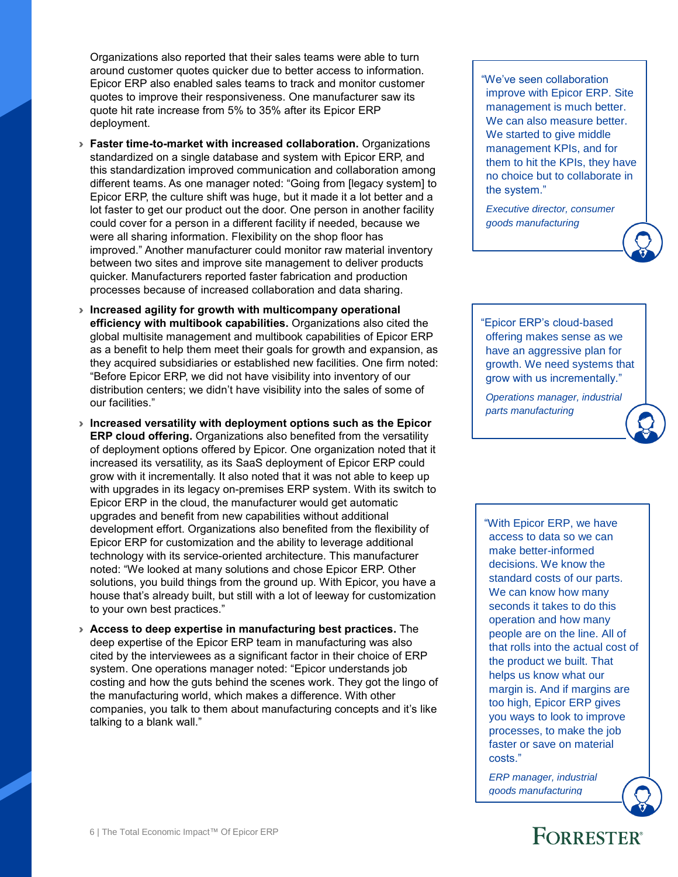Organizations also reported that their sales teams were able to turn around customer quotes quicker due to better access to information. Epicor ERP also enabled sales teams to track and monitor customer quotes to improve their responsiveness. One manufacturer saw its quote hit rate increase from 5% to 35% after its Epicor ERP deployment.

- **Faster time-to-market with increased collaboration.** Organizations standardized on a single database and system with Epicor ERP, and this standardization improved communication and collaboration among different teams. As one manager noted: "Going from [legacy system] to Epicor ERP, the culture shift was huge, but it made it a lot better and a lot faster to get our product out the door. One person in another facility could cover for a person in a different facility if needed, because we were all sharing information. Flexibility on the shop floor has improved." Another manufacturer could monitor raw material inventory between two sites and improve site management to deliver products quicker. Manufacturers reported faster fabrication and production processes because of increased collaboration and data sharing.

- **Increased agility for growth with multicompany operational efficiency with multibook capabilities.** Organizations also cited the global multisite management and multibook capabilities of Epicor ERP as a benefit to help them meet their goals for growth and expansion, as they acquired subsidiaries or established new facilities. One firm noted: "Before Epicor ERP, we did not have visibility into inventory of our distribution centers; we didn't have visibility into the sales of some of our facilities."

- **Increased versatility with deployment options such as the Epicor ERP cloud offering.** Organizations also benefited from the versatility of deployment options offered by Epicor. One organization noted that it increased its versatility, as its SaaS deployment of Epicor ERP could grow with it incrementally. It also noted that it was not able to keep up with upgrades in its legacy on-premises ERP system. With its switch to Epicor ERP in the cloud, the manufacturer would get automatic upgrades and benefit from new capabilities without additional development effort. Organizations also benefited from the flexibility of Epicor ERP for customization and the ability to leverage additional technology with its service-oriented architecture. This manufacturer noted: "We looked at many solutions and chose Epicor ERP. Other solutions, you build things from the ground up. With Epicor, you have a house that's already built, but still with a lot of leeway for customization to your own best practices."

- **Access to deep expertise in manufacturing best practices.** The deep expertise of the Epicor ERP team in manufacturing was also cited by the interviewees as a significant factor in their choice of ERP system. One operations manager noted: "Epicor understands job costing and how the guts behind the scenes work. They got the lingo of the manufacturing world, which makes a difference. With other companies, you talk to them about manufacturing concepts and it's like talking to a blank wall."

> "We've seen collaboration improve with Epicor ERP. Site management is much better. We can also measure better. We started to give middle management KPIs, and for them to hit the KPIs, they have no choice but to collaborate in the system."
>
> *Executive director, consumer goods manufacturing*

> "Epicor ERP's cloud-based offering makes sense as we have an aggressive plan for growth. We need systems that grow with us incrementally."
>
> *Operations manager, industrial parts manufacturing*

> "With Epicor ERP, we have access to data so we can make better-informed decisions. We know the standard costs of our parts. We can know how many seconds it takes to do this operation and how many people are on the line. All of that rolls into the actual cost of the product we built. That helps us know what our margin is. And if margins are too high, Epicor ERP gives you ways to look to improve processes, to make the job faster or save on material costs."
>
> *ERP manager, industrial goods manufacturing*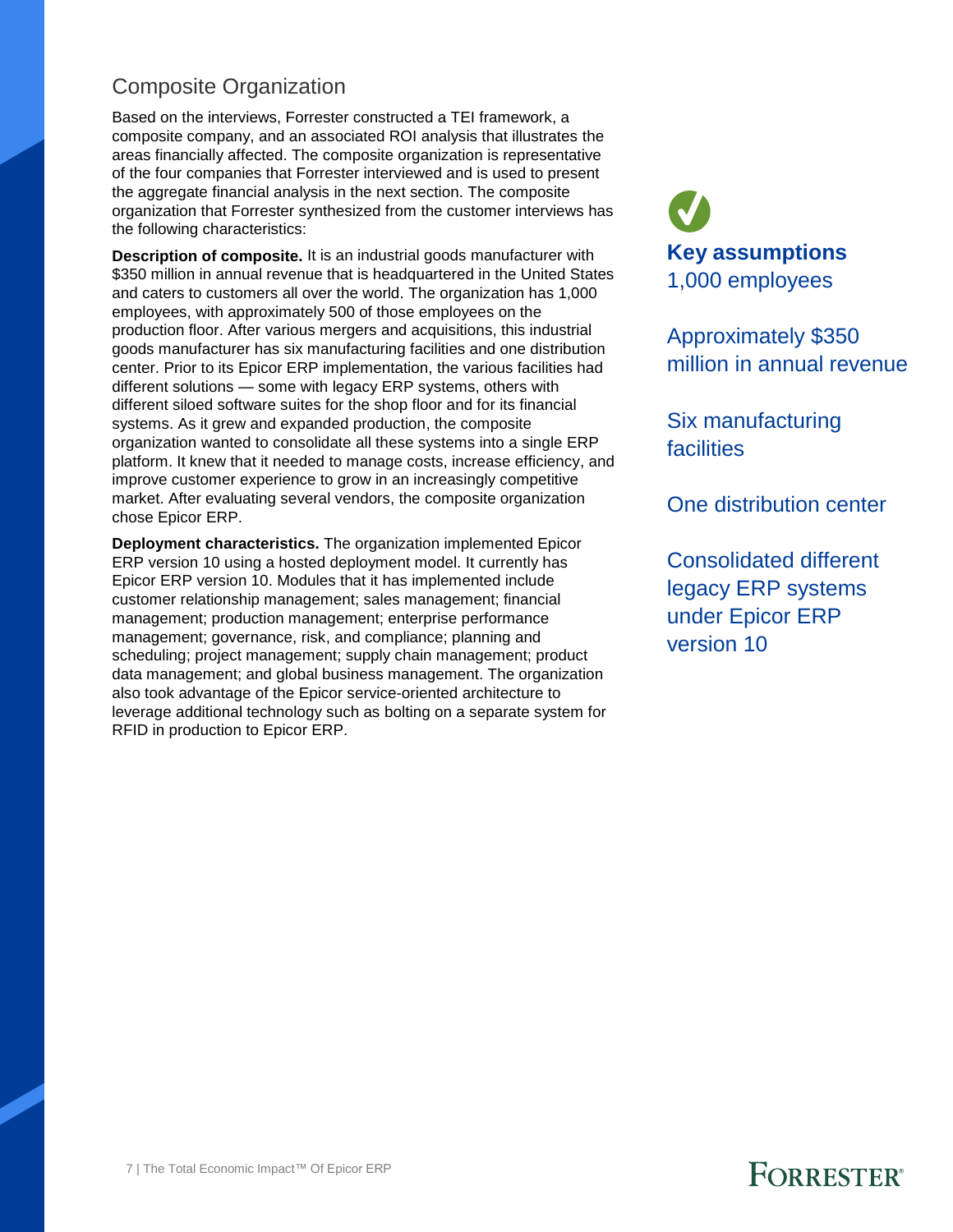## Composite Organization

Based on the interviews, Forrester constructed a TEI framework, a composite company, and an associated ROI analysis that illustrates the areas financially affected. The composite organization is representative of the four companies that Forrester interviewed and is used to present the aggregate financial analysis in the next section. The composite organization that Forrester synthesized from the customer interviews has the following characteristics:

**Description of composite.** It is an industrial goods manufacturer with $350 million in annual revenue that is headquartered in the United States and caters to customers all over the world. The organization has 1,000 employees, with approximately 500 of those employees on the production floor. After various mergers and acquisitions, this industrial goods manufacturer has six manufacturing facilities and one distribution center. Prior to its Epicor ERP implementation, the various facilities had different solutions — some with legacy ERP systems, others with different siloed software suites for the shop floor and for its financial systems. As it grew and expanded production, the composite organization wanted to consolidate all these systems into a single ERP platform. It knew that it needed to manage costs, increase efficiency, and improve customer experience to grow in an increasingly competitive market. After evaluating several vendors, the composite organization chose Epicor ERP.

**Deployment characteristics.** The organization implemented Epicor ERP version 10 using a hosted deployment model. It currently has Epicor ERP version 10. Modules that it has implemented include customer relationship management; sales management; financial management; production management; enterprise performance management; governance, risk, and compliance; planning and scheduling; project management; supply chain management; product data management; and global business management. The organization also took advantage of the Epicor service-oriented architecture to leverage additional technology such as bolting on a separate system for RFID in production to Epicor ERP.

**Key assumptions**

1,000 employees

Approximately $350 million in annual revenue

Six manufacturing facilities

One distribution center

Consolidated different legacy ERP systems under Epicor ERP version 10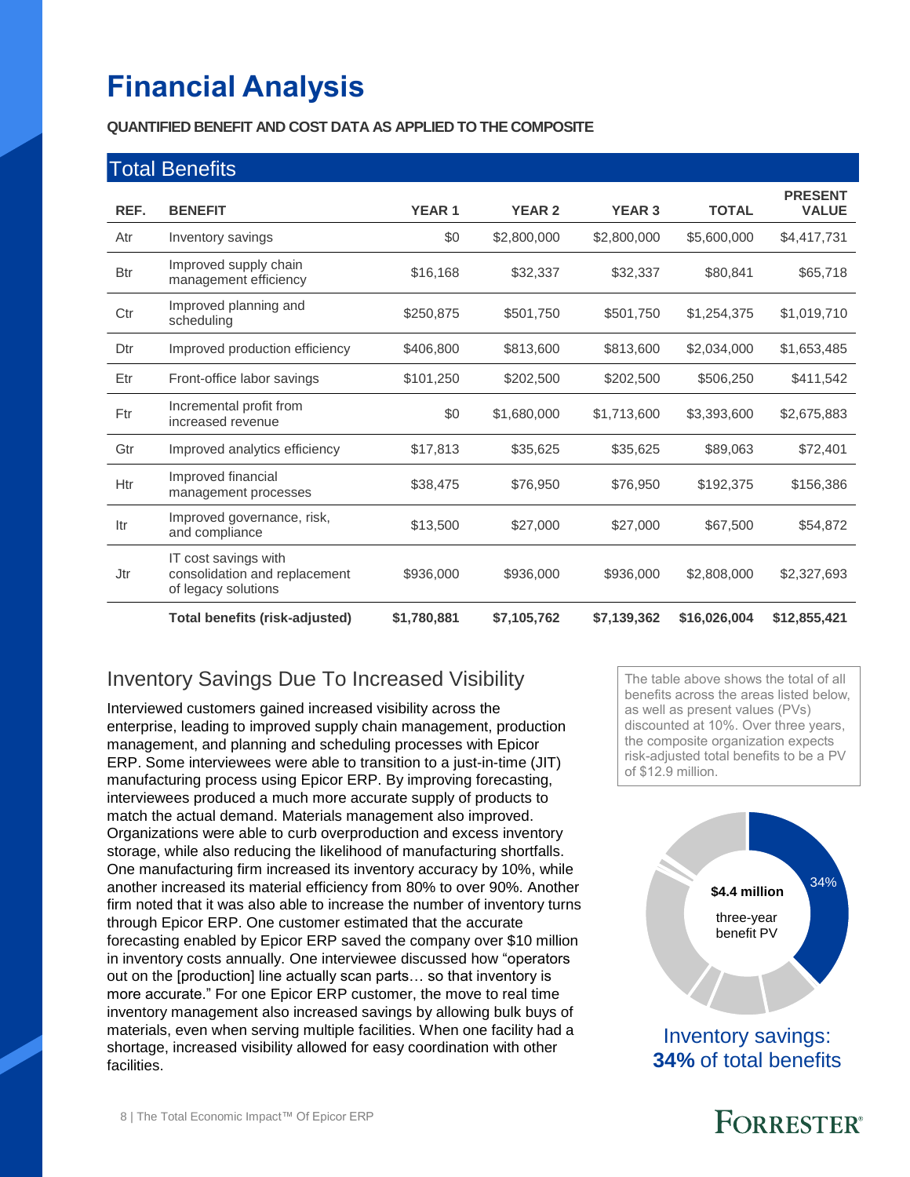# Financial Analysis

**QUANTIFIED BENEFIT AND COST DATA AS APPLIED TO THE COMPOSITE**

## Total Benefits

| REF. | BENEFIT | YEAR 1 | YEAR 2 | YEAR 3 | TOTAL | PRESENT VALUE |
|---|---|---|---|---|---|---|
| Atr | Inventory savings | $0 | $2,800,000 | $2,800,000 | $5,600,000 | $4,417,731 |
| Btr | Improved supply chain management efficiency | $16,168 | $32,337 | $32,337 | $80,841 | $65,718 |
| Ctr | Improved planning and scheduling | $250,875 | $501,750 | $501,750 | $1,254,375 | $1,019,710 |
| Dtr | Improved production efficiency | $406,800 | $813,600 | $813,600 | $2,034,000 | $1,653,485 |
| Etr | Front-office labor savings | $101,250 | $202,500 | $202,500 | $506,250 | $411,542 |
| Ftr | Incremental profit from increased revenue | $0 | $1,680,000 | $1,713,600 | $3,393,600 | $2,675,883 |
| Gtr | Improved analytics efficiency | $17,813 | $35,625 | $35,625 | $89,063 | $72,401 |
| Htr | Improved financial management processes | $38,475 | $76,950 | $76,950 | $192,375 | $156,386 |
| Itr | Improved governance, risk, and compliance | $13,500 | $27,000 | $27,000 | $67,500 | $54,872 |
| Jtr | IT cost savings with consolidation and replacement of legacy solutions | $936,000 | $936,000 | $936,000 | $2,808,000 | $2,327,693 |
| | **Total benefits (risk-adjusted)** | **$1,780,881** | **$7,105,762** | **$7,139,362** | **$16,026,004** | **$12,855,421** |

## Inventory Savings Due To Increased Visibility

Interviewed customers gained increased visibility across the enterprise, leading to improved supply chain management, production management, and planning and scheduling processes with Epicor ERP. Some interviewees were able to transition to a just-in-time (JIT) manufacturing process using Epicor ERP. By improving forecasting, interviewees produced a much more accurate supply of products to match the actual demand. Materials management also improved. Organizations were able to curb overproduction and excess inventory storage, while also reducing the likelihood of manufacturing shortfalls. One manufacturing firm increased its inventory accuracy by 10%, while another increased its material efficiency from 80% to over 90%. Another firm noted that it was also able to increase the number of inventory turns through Epicor ERP. One customer estimated that the accurate forecasting enabled by Epicor ERP saved the company over $10 million in inventory costs annually. One interviewee discussed how "operators out on the [production] line actually scan parts… so that inventory is more accurate." For one Epicor ERP customer, the move to real time inventory management also increased savings by allowing bulk buys of materials, even when serving multiple facilities. When one facility had a shortage, increased visibility allowed for easy coordination with other facilities.

The table above shows the total of all benefits across the areas listed below, as well as present values (PVs) discounted at 10%. Over three years, the composite organization expects risk-adjusted total benefits to be a PV of $12.9 million.

**$4.4 million** three-year benefit PV

34%

Inventory savings: **34%** of total benefits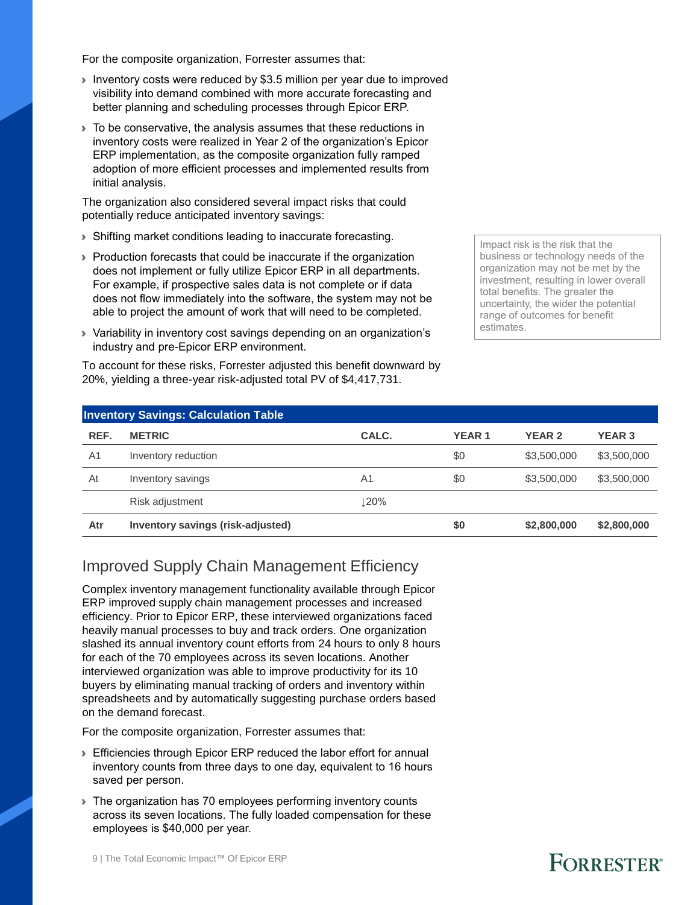For the composite organization, Forrester assumes that:

- Inventory costs were reduced by $3.5 million per year due to improved visibility into demand combined with more accurate forecasting and better planning and scheduling processes through Epicor ERP.
- To be conservative, the analysis assumes that these reductions in inventory costs were realized in Year 2 of the organization's Epicor ERP implementation, as the composite organization fully ramped adoption of more efficient processes and implemented results from initial analysis.

The organization also considered several impact risks that could potentially reduce anticipated inventory savings:

- Shifting market conditions leading to inaccurate forecasting.
- Production forecasts that could be inaccurate if the organization does not implement or fully utilize Epicor ERP in all departments. For example, if prospective sales data is not complete or if data does not flow immediately into the software, the system may not be able to project the amount of work that will need to be completed.
- Variability in inventory cost savings depending on an organization's industry and pre-Epicor ERP environment.

To account for these risks, Forrester adjusted this benefit downward by 20%, yielding a three-year risk-adjusted total PV of $4,417,731.

Impact risk is the risk that the business or technology needs of the organization may not be met by the investment, resulting in lower overall total benefits. The greater the uncertainty, the wider the potential range of outcomes for benefit estimates.

**Inventory Savings: Calculation Table**

| REF. | METRIC | CALC. | YEAR 1 | YEAR 2 | YEAR 3 |
|---|---|---|---|---|---|
| A1 | Inventory reduction | | $0 | $3,500,000 | $3,500,000 |
| At | Inventory savings | A1 | $0 | $3,500,000 | $3,500,000 |
| | Risk adjustment | ↓20% | | | |
| **Atr** | **Inventory savings (risk-adjusted)** | | **$0** | **$2,800,000** | **$2,800,000** |

## Improved Supply Chain Management Efficiency

Complex inventory management functionality available through Epicor ERP improved supply chain management processes and increased efficiency. Prior to Epicor ERP, these interviewed organizations faced heavily manual processes to buy and track orders. One organization slashed its annual inventory count efforts from 24 hours to only 8 hours for each of the 70 employees across its seven locations. Another interviewed organization was able to improve productivity for its 10 buyers by eliminating manual tracking of orders and inventory within spreadsheets and by automatically suggesting purchase orders based on the demand forecast.

For the composite organization, Forrester assumes that:

- Efficiencies through Epicor ERP reduced the labor effort for annual inventory counts from three days to one day, equivalent to 16 hours saved per person.
- The organization has 70 employees performing inventory counts across its seven locations. The fully loaded compensation for these employees is $40,000 per year.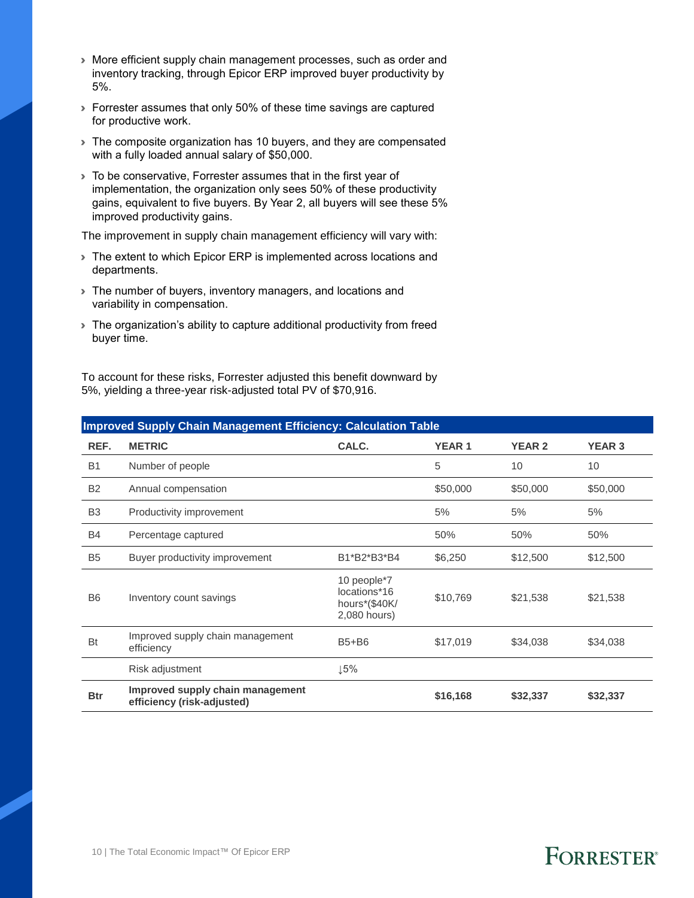- More efficient supply chain management processes, such as order and inventory tracking, through Epicor ERP improved buyer productivity by 5%.
- Forrester assumes that only 50% of these time savings are captured for productive work.
- The composite organization has 10 buyers, and they are compensated with a fully loaded annual salary of $50,000.
- To be conservative, Forrester assumes that in the first year of implementation, the organization only sees 50% of these productivity gains, equivalent to five buyers. By Year 2, all buyers will see these 5% improved productivity gains.

The improvement in supply chain management efficiency will vary with:

- The extent to which Epicor ERP is implemented across locations and departments.
- The number of buyers, inventory managers, and locations and variability in compensation.
- The organization's ability to capture additional productivity from freed buyer time.

To account for these risks, Forrester adjusted this benefit downward by 5%, yielding a three-year risk-adjusted total PV of $70,916.

**Improved Supply Chain Management Efficiency: Calculation Table**

| REF. | METRIC | CALC. | YEAR 1 | YEAR 2 | YEAR 3 |
|---|---|---|---|---|---|
| B1 | Number of people | | 5 | 10 | 10 |
| B2 | Annual compensation | | $50,000 | $50,000 | $50,000 |
| B3 | Productivity improvement | | 5% | 5% | 5% |
| B4 | Percentage captured | | 50% | 50% | 50% |
| B5 | Buyer productivity improvement | B1*B2*B3*B4 | $6,250 | $12,500 | $12,500 |
| B6 | Inventory count savings | 10 people*7 locations*16 hours*($40K/ 2,080 hours) | $10,769 | $21,538 | $21,538 |
| Bt | Improved supply chain management efficiency | B5+B6 | $17,019 | $34,038 | $34,038 |
| | Risk adjustment | ↓5% | | | |
| **Btr** | **Improved supply chain management efficiency (risk-adjusted)** | | **$16,168** | **$32,337** | **$32,337** |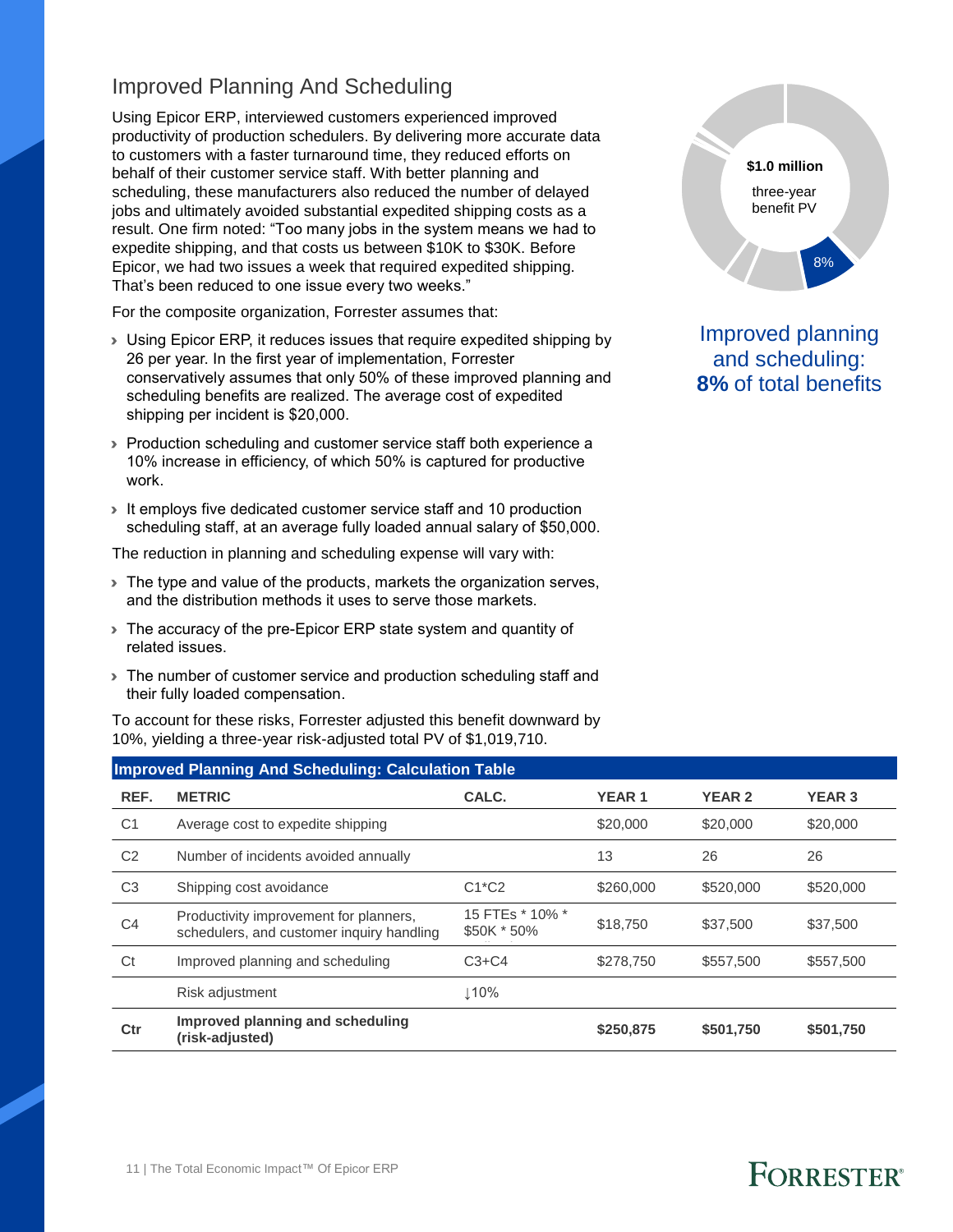## Improved Planning And Scheduling

Using Epicor ERP, interviewed customers experienced improved productivity of production schedulers. By delivering more accurate data to customers with a faster turnaround time, they reduced efforts on behalf of their customer service staff. With better planning and scheduling, these manufacturers also reduced the number of delayed jobs and ultimately avoided substantial expedited shipping costs as a result. One firm noted: "Too many jobs in the system means we had to expedite shipping, and that costs us between $10K to $30K. Before Epicor, we had two issues a week that required expedited shipping. That's been reduced to one issue every two weeks."

For the composite organization, Forrester assumes that:

- Using Epicor ERP, it reduces issues that require expedited shipping by 26 per year. In the first year of implementation, Forrester conservatively assumes that only 50% of these improved planning and scheduling benefits are realized. The average cost of expedited shipping per incident is $20,000.
- Production scheduling and customer service staff both experience a 10% increase in efficiency, of which 50% is captured for productive work.
- It employs five dedicated customer service staff and 10 production scheduling staff, at an average fully loaded annual salary of $50,000.

The reduction in planning and scheduling expense will vary with:

- The type and value of the products, markets the organization serves, and the distribution methods it uses to serve those markets.
- The accuracy of the pre-Epicor ERP state system and quantity of related issues.
- The number of customer service and production scheduling staff and their fully loaded compensation.

To account for these risks, Forrester adjusted this benefit downward by 10%, yielding a three-year risk-adjusted total PV of $1,019,710.

$1.0 million three-year benefit PV

8%

Improved planning and scheduling: **8%** of total benefits

**Improved Planning And Scheduling: Calculation Table**

| REF. | METRIC | CALC. | YEAR 1 | YEAR 2 | YEAR 3 |
|---|---|---|---|---|---|
| C1 | Average cost to expedite shipping | | $20,000 | $20,000 | $20,000 |
| C2 | Number of incidents avoided annually | | 13 | 26 | 26 |
| C3 | Shipping cost avoidance | C1*C2 | $260,000 | $520,000 | $520,000 |
| C4 | Productivity improvement for planners, schedulers, and customer inquiry handling | 15 FTEs * 10% * $50K * 50% | $18,750 | $37,500 | $37,500 |
| Ct | Improved planning and scheduling | C3+C4 | $278,750 | $557,500 | $557,500 |
| | Risk adjustment | ↓10% | | | |
| **Ctr** | **Improved planning and scheduling (risk-adjusted)** | | **$250,875** | **$501,750** | **$501,750** |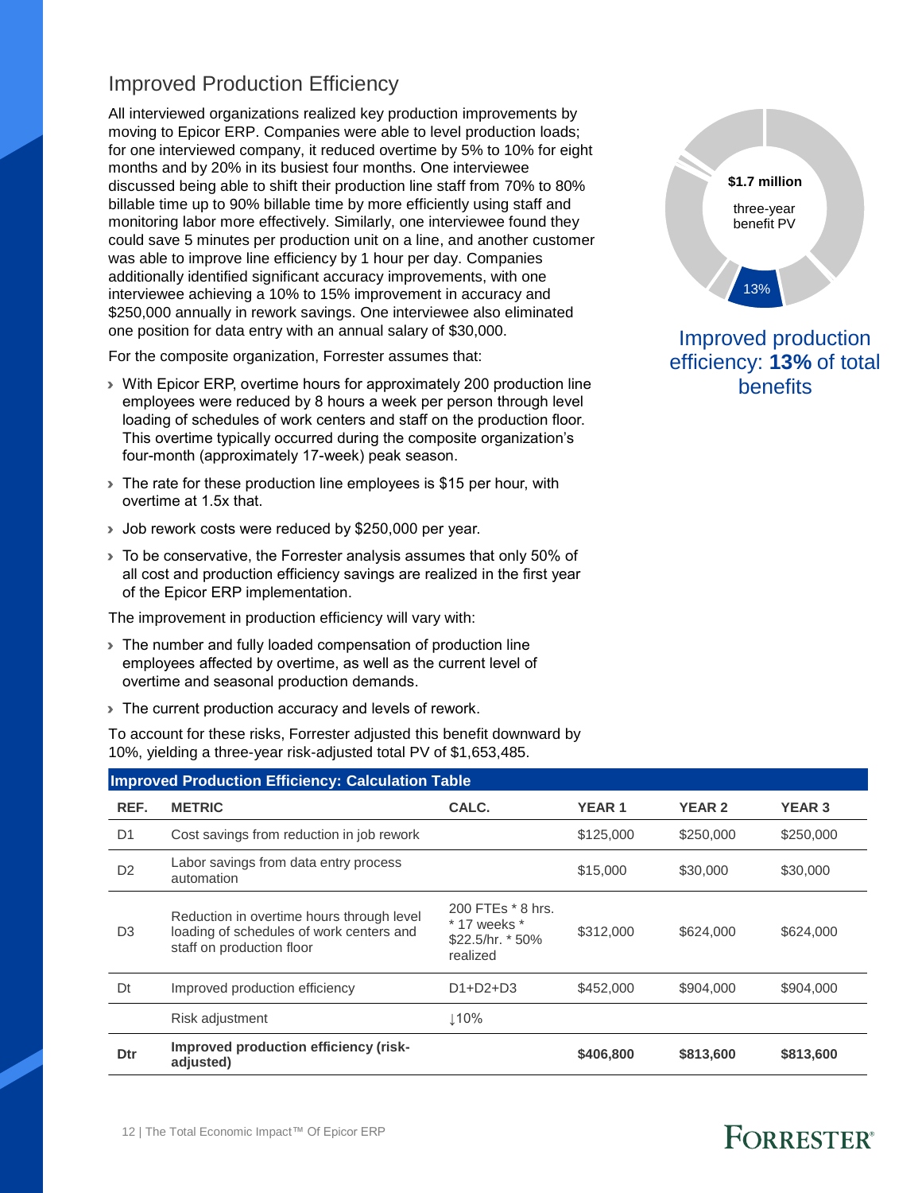## Improved Production Efficiency

All interviewed organizations realized key production improvements by moving to Epicor ERP. Companies were able to level production loads; for one interviewed company, it reduced overtime by 5% to 10% for eight months and by 20% in its busiest four months. One interviewee discussed being able to shift their production line staff from 70% to 80% billable time up to 90% billable time by more efficiently using staff and monitoring labor more effectively. Similarly, one interviewee found they could save 5 minutes per production unit on a line, and another customer was able to improve line efficiency by 1 hour per day. Companies additionally identified significant accuracy improvements, with one interviewee achieving a 10% to 15% improvement in accuracy and $250,000 annually in rework savings. One interviewee also eliminated one position for data entry with an annual salary of $30,000.

For the composite organization, Forrester assumes that:

- With Epicor ERP, overtime hours for approximately 200 production line employees were reduced by 8 hours a week per person through level loading of schedules of work centers and staff on the production floor. This overtime typically occurred during the composite organization's four-month (approximately 17-week) peak season.
- The rate for these production line employees is $15 per hour, with overtime at 1.5x that.
- Job rework costs were reduced by $250,000 per year.
- To be conservative, the Forrester analysis assumes that only 50% of all cost and production efficiency savings are realized in the first year of the Epicor ERP implementation.

The improvement in production efficiency will vary with:

- The number and fully loaded compensation of production line employees affected by overtime, as well as the current level of overtime and seasonal production demands.
- The current production accuracy and levels of rework.

To account for these risks, Forrester adjusted this benefit downward by 10%, yielding a three-year risk-adjusted total PV of $1,653,485.

**$1.7 million** three-year benefit PV

13%

Improved production efficiency: **13%** of total benefits

**Improved Production Efficiency: Calculation Table**

| REF. | METRIC | CALC. | YEAR 1 | YEAR 2 | YEAR 3 |
|---|---|---|---|---|---|
| D1 | Cost savings from reduction in job rework | | $125,000 | $250,000 | $250,000 |
| D2 | Labor savings from data entry process automation | | $15,000 | $30,000 | $30,000 |
| D3 | Reduction in overtime hours through level loading of schedules of work centers and staff on production floor | 200 FTEs * 8 hrs. * 17 weeks * $22.5/hr. * 50% realized | $312,000 | $624,000 | $624,000 |
| Dt | Improved production efficiency | D1+D2+D3 | $452,000 | $904,000 | $904,000 |
| | Risk adjustment | ↓10% | | | |
| **Dtr** | **Improved production efficiency (risk-adjusted)** | | **$406,800** | **$813,600** | **$813,600** |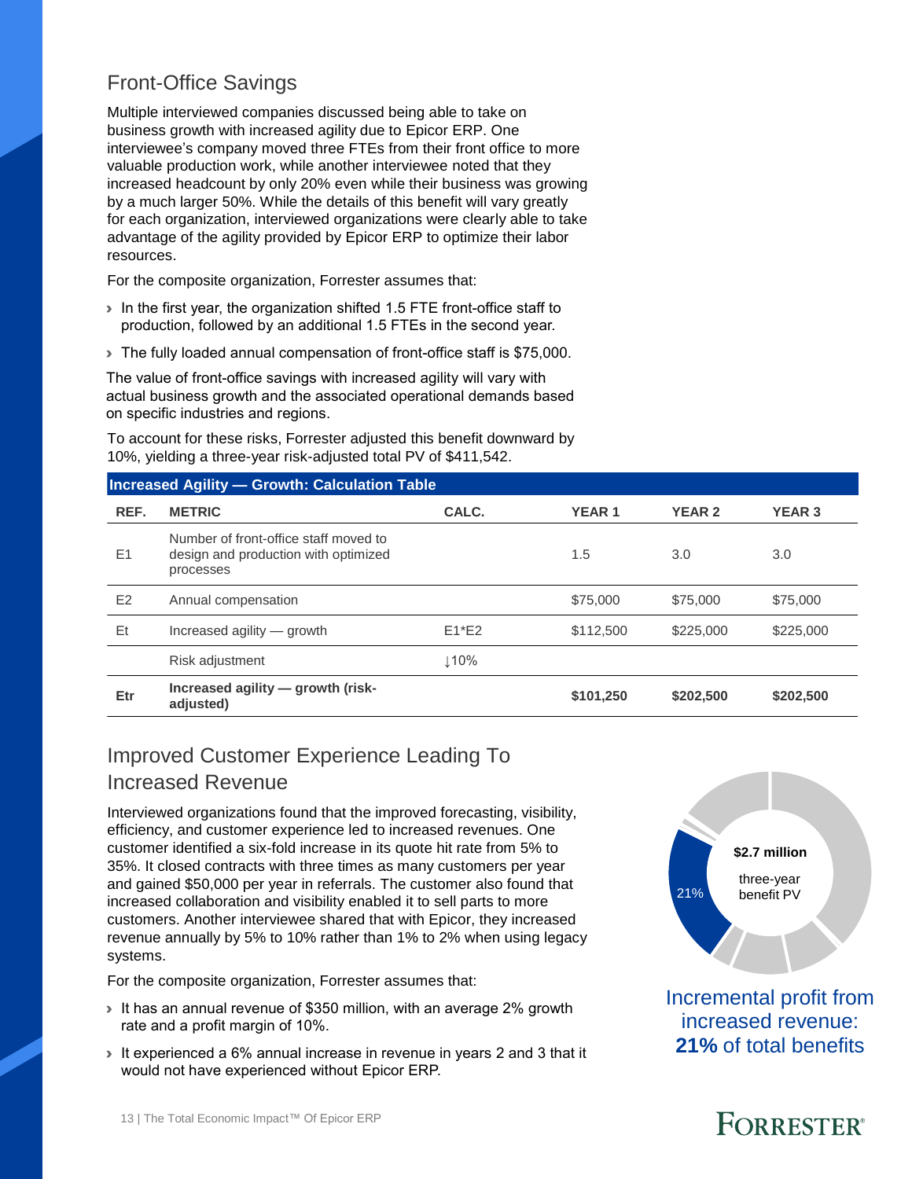## Front-Office Savings

Multiple interviewed companies discussed being able to take on business growth with increased agility due to Epicor ERP. One interviewee's company moved three FTEs from their front office to more valuable production work, while another interviewee noted that they increased headcount by only 20% even while their business was growing by a much larger 50%. While the details of this benefit will vary greatly for each organization, interviewed organizations were clearly able to take advantage of the agility provided by Epicor ERP to optimize their labor resources.

For the composite organization, Forrester assumes that:

- In the first year, the organization shifted 1.5 FTE front-office staff to production, followed by an additional 1.5 FTEs in the second year.
- The fully loaded annual compensation of front-office staff is $75,000.

The value of front-office savings with increased agility will vary with actual business growth and the associated operational demands based on specific industries and regions.

To account for these risks, Forrester adjusted this benefit downward by 10%, yielding a three-year risk-adjusted total PV of $411,542.

**Increased Agility — Growth: Calculation Table**

| REF. | METRIC | CALC. | YEAR 1 | YEAR 2 | YEAR 3 |
|---|---|---|---|---|---|
| E1 | Number of front-office staff moved to design and production with optimized processes | | 1.5 | 3.0 | 3.0 |
| E2 | Annual compensation | | $75,000 | $75,000 | $75,000 |
| Et | Increased agility — growth | E1*E2 | $112,500 | $225,000 | $225,000 |
| | Risk adjustment | ↓10% | | | |
| **Etr** | **Increased agility — growth (risk-adjusted)** | | **$101,250** | **$202,500** | **$202,500** |

## Improved Customer Experience Leading To Increased Revenue

Interviewed organizations found that the improved forecasting, visibility, efficiency, and customer experience led to increased revenues. One customer identified a six-fold increase in its quote hit rate from 5% to 35%. It closed contracts with three times as many customers per year and gained $50,000 per year in referrals. The customer also found that increased collaboration and visibility enabled it to sell parts to more customers. Another interviewee shared that with Epicor, they increased revenue annually by 5% to 10% rather than 1% to 2% when using legacy systems.

For the composite organization, Forrester assumes that:

- It has an annual revenue of $350 million, with an average 2% growth rate and a profit margin of 10%.
- It experienced a 6% annual increase in revenue in years 2 and 3 that it would not have experienced without Epicor ERP.

**$2.7 million** three-year benefit PV

21%

Incremental profit from increased revenue: **21%** of total benefits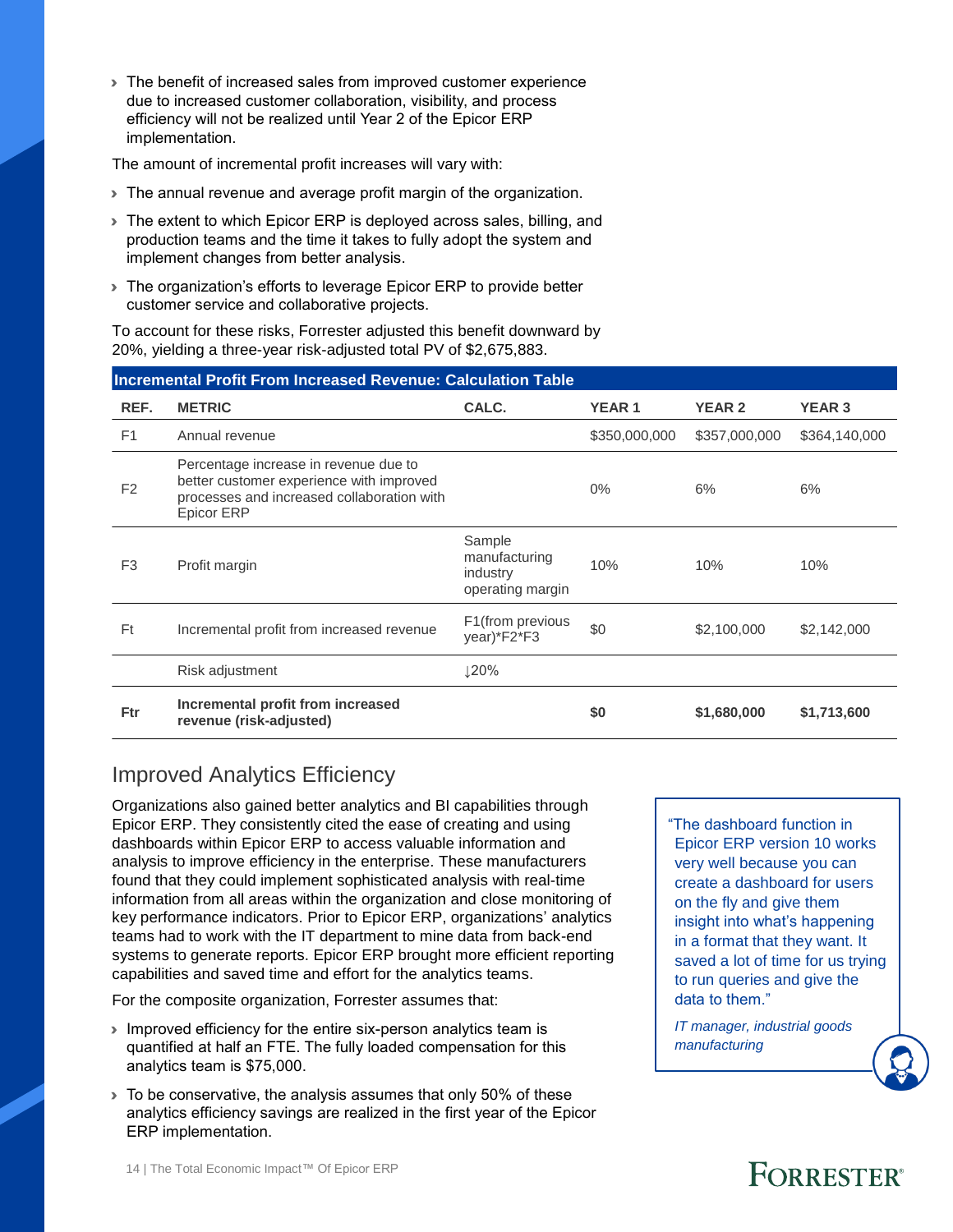- The benefit of increased sales from improved customer experience due to increased customer collaboration, visibility, and process efficiency will not be realized until Year 2 of the Epicor ERP implementation.

The amount of incremental profit increases will vary with:

- The annual revenue and average profit margin of the organization.
- The extent to which Epicor ERP is deployed across sales, billing, and production teams and the time it takes to fully adopt the system and implement changes from better analysis.
- The organization's efforts to leverage Epicor ERP to provide better customer service and collaborative projects.

To account for these risks, Forrester adjusted this benefit downward by 20%, yielding a three-year risk-adjusted total PV of $2,675,883.

**Incremental Profit From Increased Revenue: Calculation Table**

| REF. | METRIC | CALC. | YEAR 1 | YEAR 2 | YEAR 3 |
|---|---|---|---|---|---|
| F1 | Annual revenue | | $350,000,000 | $357,000,000 | $364,140,000 |
| F2 | Percentage increase in revenue due to better customer experience with improved processes and increased collaboration with Epicor ERP | | 0% | 6% | 6% |
| F3 | Profit margin | Sample manufacturing industry operating margin | 10% | 10% | 10% |
| Ft | Incremental profit from increased revenue | F1(from previous year)*F2*F3 | $0 | $2,100,000 | $2,142,000 |
| | Risk adjustment | ↓20% | | | |
| **Ftr** | **Incremental profit from increased revenue (risk-adjusted)** | | **$0** | **$1,680,000** | **$1,713,600** |

## Improved Analytics Efficiency

Organizations also gained better analytics and BI capabilities through Epicor ERP. They consistently cited the ease of creating and using dashboards within Epicor ERP to access valuable information and analysis to improve efficiency in the enterprise. These manufacturers found that they could implement sophisticated analysis with real-time information from all areas within the organization and close monitoring of key performance indicators. Prior to Epicor ERP, organizations' analytics teams had to work with the IT department to mine data from back-end systems to generate reports. Epicor ERP brought more efficient reporting capabilities and saved time and effort for the analytics teams.

For the composite organization, Forrester assumes that:

- Improved efficiency for the entire six-person analytics team is quantified at half an FTE. The fully loaded compensation for this analytics team is $75,000.
- To be conservative, the analysis assumes that only 50% of these analytics efficiency savings are realized in the first year of the Epicor ERP implementation.

> "The dashboard function in Epicor ERP version 10 works very well because you can create a dashboard for users on the fly and give them insight into what's happening in a format that they want. It saved a lot of time for us trying to run queries and give the data to them."
>
> *IT manager, industrial goods manufacturing*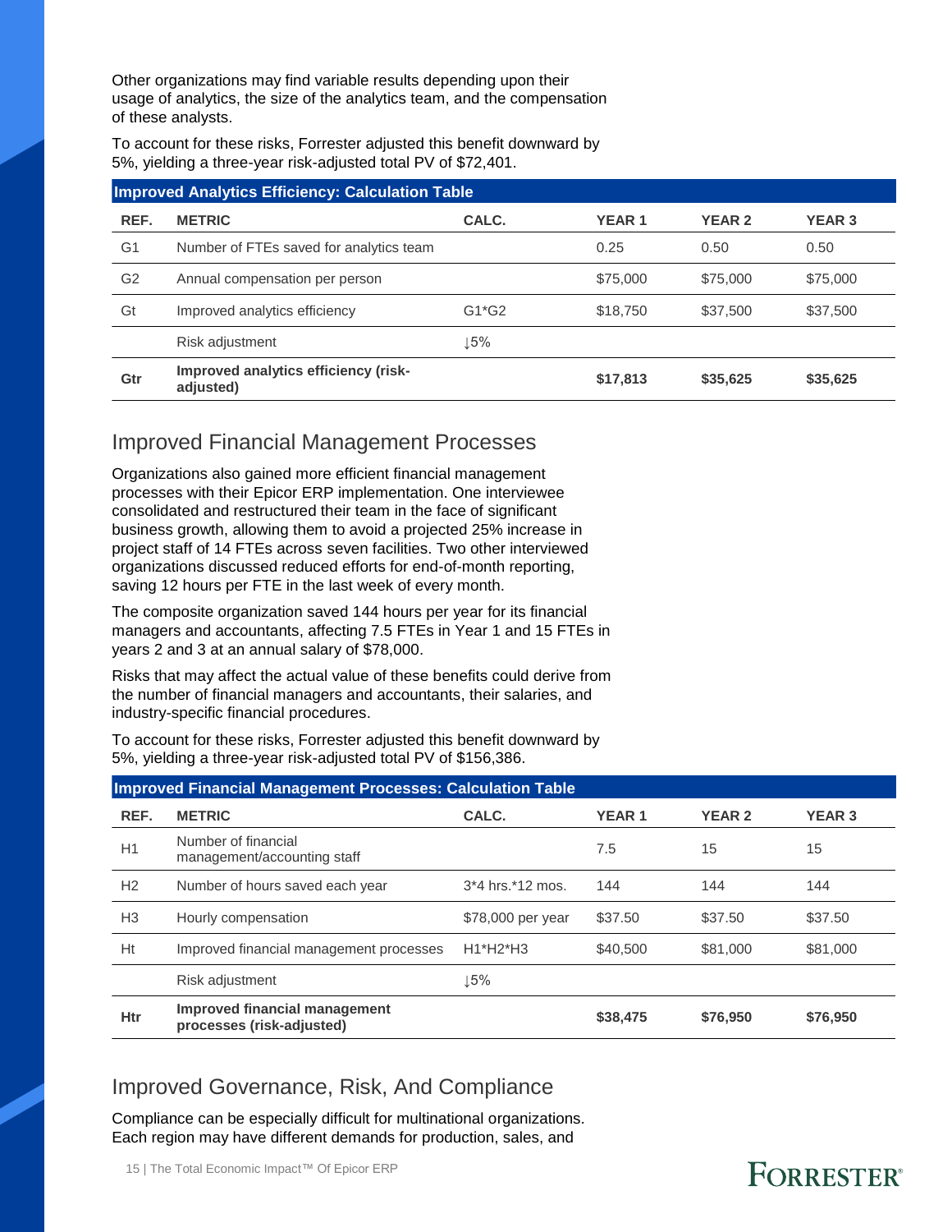Other organizations may find variable results depending upon their usage of analytics, the size of the analytics team, and the compensation of these analysts.

To account for these risks, Forrester adjusted this benefit downward by 5%, yielding a three-year risk-adjusted total PV of $72,401.

| Improved Analytics Efficiency: Calculation Table | | | | | |
|---|---|---|---|---|---|
| **REF.** | **METRIC** | **CALC.** | **YEAR 1** | **YEAR 2** | **YEAR 3** |
| G1 | Number of FTEs saved for analytics team | | 0.25 | 0.50 | 0.50 |
| G2 | Annual compensation per person | | $75,000 | $75,000 | $75,000 |
| Gt | Improved analytics efficiency | G1*G2 | $18,750 | $37,500 | $37,500 |
| | Risk adjustment | ↓5% | | | |
| **Gtr** | **Improved analytics efficiency (risk-adjusted)** | | **$17,813** | **$35,625** | **$35,625** |

## Improved Financial Management Processes

Organizations also gained more efficient financial management processes with their Epicor ERP implementation. One interviewee consolidated and restructured their team in the face of significant business growth, allowing them to avoid a projected 25% increase in project staff of 14 FTEs across seven facilities. Two other interviewed organizations discussed reduced efforts for end-of-month reporting, saving 12 hours per FTE in the last week of every month.

The composite organization saved 144 hours per year for its financial managers and accountants, affecting 7.5 FTEs in Year 1 and 15 FTEs in years 2 and 3 at an annual salary of $78,000.

Risks that may affect the actual value of these benefits could derive from the number of financial managers and accountants, their salaries, and industry-specific financial procedures.

To account for these risks, Forrester adjusted this benefit downward by 5%, yielding a three-year risk-adjusted total PV of $156,386.

| Improved Financial Management Processes: Calculation Table | | | | | |
|---|---|---|---|---|---|
| **REF.** | **METRIC** | **CALC.** | **YEAR 1** | **YEAR 2** | **YEAR 3** |
| H1 | Number of financial management/accounting staff | | 7.5 | 15 | 15 |
| H2 | Number of hours saved each year | 3*4 hrs.*12 mos. | 144 | 144 | 144 |
| H3 | Hourly compensation | $78,000 per year | $37.50 | $37.50 | $37.50 |
| Ht | Improved financial management processes | H1*H2*H3 | $40,500 | $81,000 | $81,000 |
| | Risk adjustment | ↓5% | | | |
| **Htr** | **Improved financial management processes (risk-adjusted)** | | **$38,475** | **$76,950** | **$76,950** |

## Improved Governance, Risk, And Compliance

Compliance can be especially difficult for multinational organizations. Each region may have different demands for production, sales, and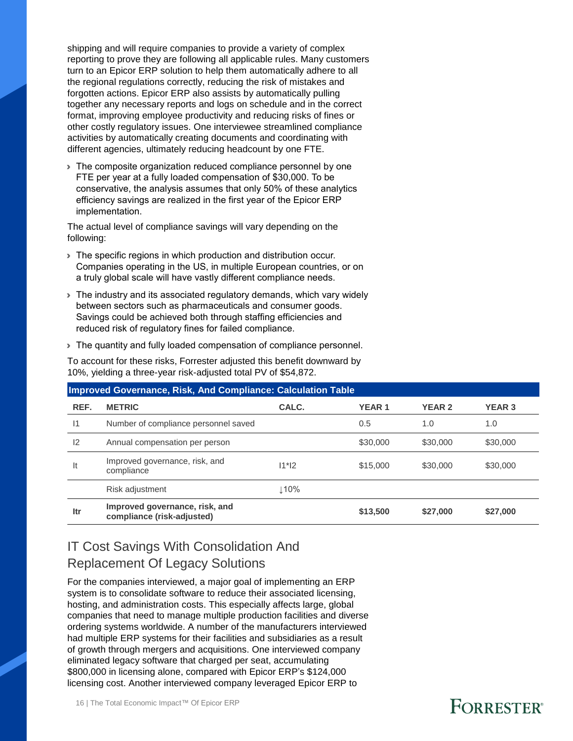shipping and will require companies to provide a variety of complex reporting to prove they are following all applicable rules. Many customers turn to an Epicor ERP solution to help them automatically adhere to all the regional regulations correctly, reducing the risk of mistakes and forgotten actions. Epicor ERP also assists by automatically pulling together any necessary reports and logs on schedule and in the correct format, improving employee productivity and reducing risks of fines or other costly regulatory issues. One interviewee streamlined compliance activities by automatically creating documents and coordinating with different agencies, ultimately reducing headcount by one FTE.

- The composite organization reduced compliance personnel by one FTE per year at a fully loaded compensation of $30,000. To be conservative, the analysis assumes that only 50% of these analytics efficiency savings are realized in the first year of the Epicor ERP implementation.

The actual level of compliance savings will vary depending on the following:

- The specific regions in which production and distribution occur. Companies operating in the US, in multiple European countries, or on a truly global scale will have vastly different compliance needs.
- The industry and its associated regulatory demands, which vary widely between sectors such as pharmaceuticals and consumer goods. Savings could be achieved both through staffing efficiencies and reduced risk of regulatory fines for failed compliance.
- The quantity and fully loaded compensation of compliance personnel.

To account for these risks, Forrester adjusted this benefit downward by 10%, yielding a three-year risk-adjusted total PV of $54,872.

**Improved Governance, Risk, And Compliance: Calculation Table**

| REF. | METRIC | CALC. | YEAR 1 | YEAR 2 | YEAR 3 |
|---|---|---|---|---|---|
| I1 | Number of compliance personnel saved | | 0.5 | 1.0 | 1.0 |
| I2 | Annual compensation per person | | $30,000 | $30,000 | $30,000 |
| It | Improved governance, risk, and compliance | I1*I2 | $15,000 | $30,000 | $30,000 |
| | Risk adjustment | ↓10% | | | |
| **Itr** | **Improved governance, risk, and compliance (risk-adjusted)** | | **$13,500** | **$27,000** | **$27,000** |

## IT Cost Savings With Consolidation And Replacement Of Legacy Solutions

For the companies interviewed, a major goal of implementing an ERP system is to consolidate software to reduce their associated licensing, hosting, and administration costs. This especially affects large, global companies that need to manage multiple production facilities and diverse ordering systems worldwide. A number of the manufacturers interviewed had multiple ERP systems for their facilities and subsidiaries as a result of growth through mergers and acquisitions. One interviewed company eliminated legacy software that charged per seat, accumulating $800,000 in licensing alone, compared with Epicor ERP's $124,000 licensing cost. Another interviewed company leveraged Epicor ERP to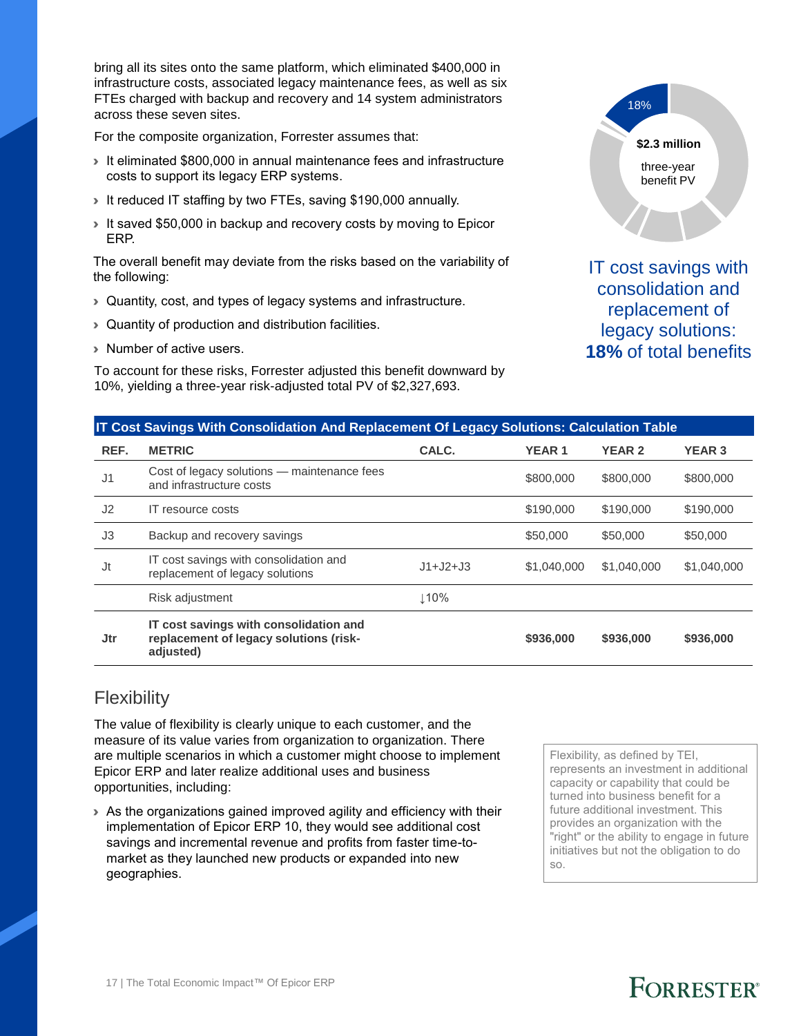bring all its sites onto the same platform, which eliminated $400,000 in infrastructure costs, associated legacy maintenance fees, as well as six FTEs charged with backup and recovery and 14 system administrators across these seven sites.

For the composite organization, Forrester assumes that:

- It eliminated $800,000 in annual maintenance fees and infrastructure costs to support its legacy ERP systems.
- It reduced IT staffing by two FTEs, saving $190,000 annually.
- It saved $50,000 in backup and recovery costs by moving to Epicor ERP.

The overall benefit may deviate from the risks based on the variability of the following:

- Quantity, cost, and types of legacy systems and infrastructure.
- Quantity of production and distribution facilities.
- Number of active users.

To account for these risks, Forrester adjusted this benefit downward by 10%, yielding a three-year risk-adjusted total PV of $2,327,693.

18%

**$2.3 million** three-year benefit PV

IT cost savings with consolidation and replacement of legacy solutions: **18%** of total benefits

**IT Cost Savings With Consolidation And Replacement Of Legacy Solutions: Calculation Table**

| REF. | METRIC | CALC. | YEAR 1 | YEAR 2 | YEAR 3 |
|---|---|---|---|---|---|
| J1 | Cost of legacy solutions — maintenance fees and infrastructure costs | | $800,000 | $800,000 | $800,000 |
| J2 | IT resource costs | | $190,000 | $190,000 | $190,000 |
| J3 | Backup and recovery savings | | $50,000 | $50,000 | $50,000 |
| Jt | IT cost savings with consolidation and replacement of legacy solutions | J1+J2+J3 | $1,040,000 | $1,040,000 | $1,040,000 |
| | Risk adjustment | ↓10% | | | |
| **Jtr** | **IT cost savings with consolidation and replacement of legacy solutions (risk-adjusted)** | | **$936,000** | **$936,000** | **$936,000** |

## Flexibility

The value of flexibility is clearly unique to each customer, and the measure of its value varies from organization to organization. There are multiple scenarios in which a customer might choose to implement Epicor ERP and later realize additional uses and business opportunities, including:

- As the organizations gained improved agility and efficiency with their implementation of Epicor ERP 10, they would see additional cost savings and incremental revenue and profits from faster time-to-market as they launched new products or expanded into new geographies.

Flexibility, as defined by TEI, represents an investment in additional capacity or capability that could be turned into business benefit for a future additional investment. This provides an organization with the "right" or the ability to engage in future initiatives but not the obligation to do so.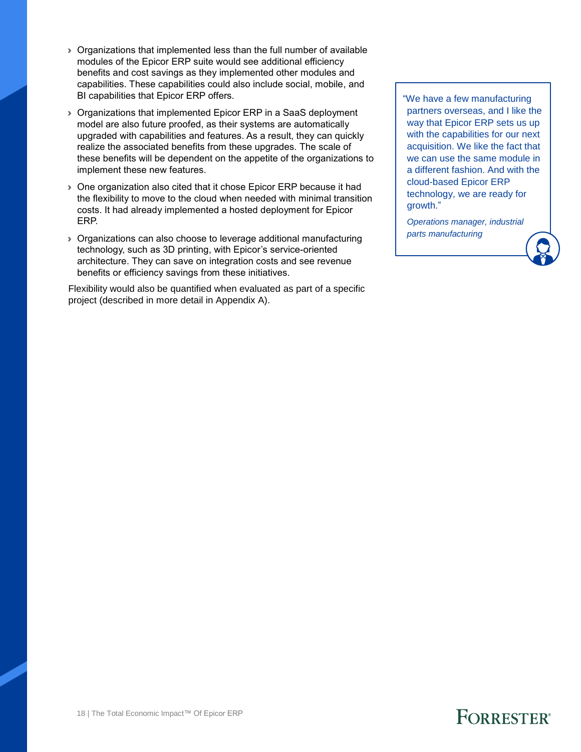- Organizations that implemented less than the full number of available modules of the Epicor ERP suite would see additional efficiency benefits and cost savings as they implemented other modules and capabilities. These capabilities could also include social, mobile, and BI capabilities that Epicor ERP offers.
- Organizations that implemented Epicor ERP in a SaaS deployment model are also future proofed, as their systems are automatically upgraded with capabilities and features. As a result, they can quickly realize the associated benefits from these upgrades. The scale of these benefits will be dependent on the appetite of the organizations to implement these new features.
- One organization also cited that it chose Epicor ERP because it had the flexibility to move to the cloud when needed with minimal transition costs. It had already implemented a hosted deployment for Epicor ERP.
- Organizations can also choose to leverage additional manufacturing technology, such as 3D printing, with Epicor's service-oriented architecture. They can save on integration costs and see revenue benefits or efficiency savings from these initiatives.

Flexibility would also be quantified when evaluated as part of a specific project (described in more detail in Appendix A).

> "We have a few manufacturing partners overseas, and I like the way that Epicor ERP sets us up with the capabilities for our next acquisition. We like the fact that we can use the same module in a different fashion. And with the cloud-based Epicor ERP technology, we are ready for growth."
>
> *Operations manager, industrial parts manufacturing*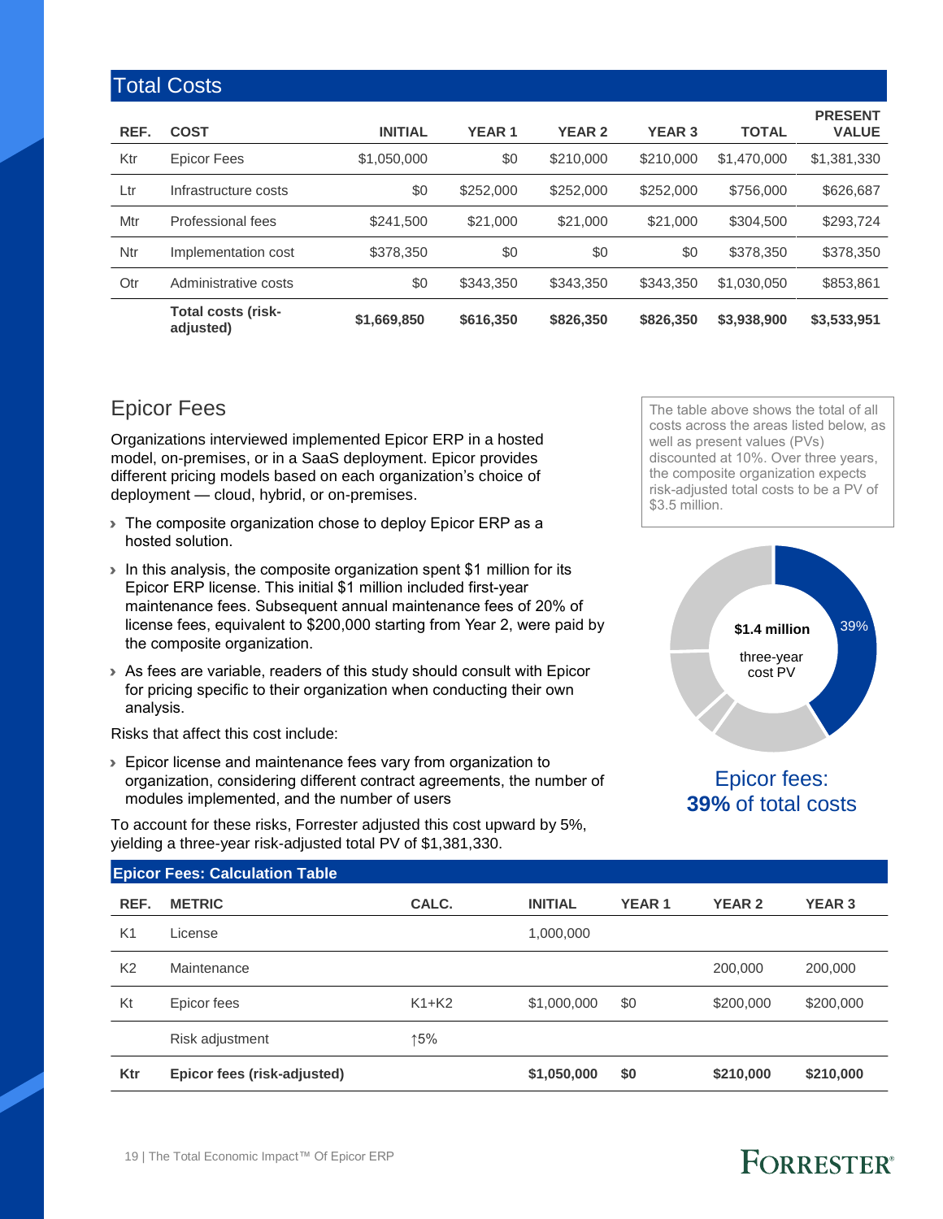## Total Costs

| REF. | COST | INITIAL | YEAR 1 | YEAR 2 | YEAR 3 | TOTAL | PRESENT VALUE |
|---|---|---|---|---|---|---|---|
| Ktr | Epicor Fees | $1,050,000 | $0 | $210,000 | $210,000 | $1,470,000 | $1,381,330 |
| Ltr | Infrastructure costs | $0 | $252,000 | $252,000 | $252,000 | $756,000 | $626,687 |
| Mtr | Professional fees | $241,500 | $21,000 | $21,000 | $21,000 | $304,500 | $293,724 |
| Ntr | Implementation cost | $378,350 | $0 | $0 | $0 | $378,350 | $378,350 |
| Otr | Administrative costs | $0 | $343,350 | $343,350 | $343,350 | $1,030,050 | $853,861 |
| | **Total costs (risk-adjusted)** | **$1,669,850** | **$616,350** | **$826,350** | **$826,350** | **$3,938,900** | **$3,533,951** |

The table above shows the total of all costs across the areas listed below, as well as present values (PVs) discounted at 10%. Over three years, the composite organization expects risk-adjusted total costs to be a PV of $3.5 million.

### Epicor Fees

Organizations interviewed implemented Epicor ERP in a hosted model, on-premises, or in a SaaS deployment. Epicor provides different pricing models based on each organization's choice of deployment — cloud, hybrid, or on-premises.

- The composite organization chose to deploy Epicor ERP as a hosted solution.
- In this analysis, the composite organization spent $1 million for its Epicor ERP license. This initial $1 million included first-year maintenance fees. Subsequent annual maintenance fees of 20% of license fees, equivalent to $200,000 starting from Year 2, were paid by the composite organization.
- As fees are variable, readers of this study should consult with Epicor for pricing specific to their organization when conducting their own analysis.

Risks that affect this cost include:

- Epicor license and maintenance fees vary from organization to organization, considering different contract agreements, the number of modules implemented, and the number of users

To account for these risks, Forrester adjusted this cost upward by 5%, yielding a three-year risk-adjusted total PV of $1,381,330.

**$1.4 million** three-year cost PV — 39%

Epicor fees: **39%** of total costs

| REF. | METRIC | CALC. | INITIAL | YEAR 1 | YEAR 2 | YEAR 3 |
|---|---|---|---|---|---|---|
| **Epicor Fees: Calculation Table** | | | | | | |
| K1 | License | | 1,000,000 | | | |
| K2 | Maintenance | | | | 200,000 | 200,000 |
| Kt | Epicor fees | K1+K2 | $1,000,000 | $0 | $200,000 | $200,000 |
| | Risk adjustment | ↑5% | | | | |
| **Ktr** | **Epicor fees (risk-adjusted)** | | **$1,050,000** | **$0** | **$210,000** | **$210,000** |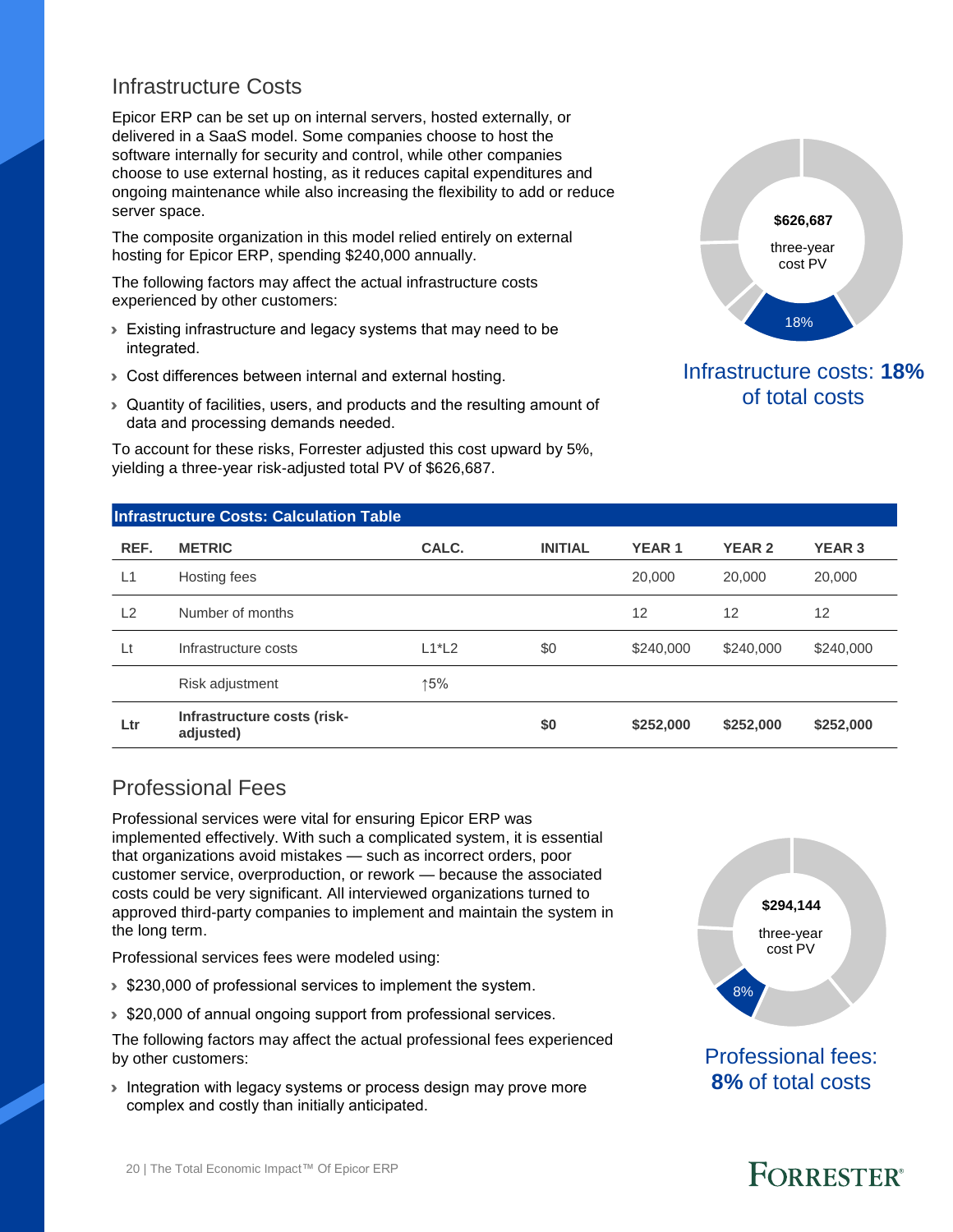## Infrastructure Costs

Epicor ERP can be set up on internal servers, hosted externally, or delivered in a SaaS model. Some companies choose to host the software internally for security and control, while other companies choose to use external hosting, as it reduces capital expenditures and ongoing maintenance while also increasing the flexibility to add or reduce server space.

The composite organization in this model relied entirely on external hosting for Epicor ERP, spending $240,000 annually.

The following factors may affect the actual infrastructure costs experienced by other customers:

- Existing infrastructure and legacy systems that may need to be integrated.
- Cost differences between internal and external hosting.
- Quantity of facilities, users, and products and the resulting amount of data and processing demands needed.

To account for these risks, Forrester adjusted this cost upward by 5%, yielding a three-year risk-adjusted total PV of $626,687.

**$626,687** three-year cost PV

18%

Infrastructure costs: **18%** of total costs

| Infrastructure Costs: Calculation Table | | | | | | |
|---|---|---|---|---|---|---|
| **REF.** | **METRIC** | **CALC.** | **INITIAL** | **YEAR 1** | **YEAR 2** | **YEAR 3** |
| L1 | Hosting fees | | | 20,000 | 20,000 | 20,000 |
| L2 | Number of months | | | 12 | 12 | 12 |
| Lt | Infrastructure costs | L1*L2 | $0 | $240,000 | $240,000 | $240,000 |
| | Risk adjustment | ↑5% | | | | |
| **Ltr** | **Infrastructure costs (risk-adjusted)** | | **$0** | **$252,000** | **$252,000** | **$252,000** |

## Professional Fees

Professional services were vital for ensuring Epicor ERP was implemented effectively. With such a complicated system, it is essential that organizations avoid mistakes — such as incorrect orders, poor customer service, overproduction, or rework — because the associated costs could be very significant. All interviewed organizations turned to approved third-party companies to implement and maintain the system in the long term.

Professional services fees were modeled using:

- $230,000 of professional services to implement the system.
- $20,000 of annual ongoing support from professional services.

The following factors may affect the actual professional fees experienced by other customers:

- Integration with legacy systems or process design may prove more complex and costly than initially anticipated.

**$294,144** three-year cost PV

8%

Professional fees: **8%** of total costs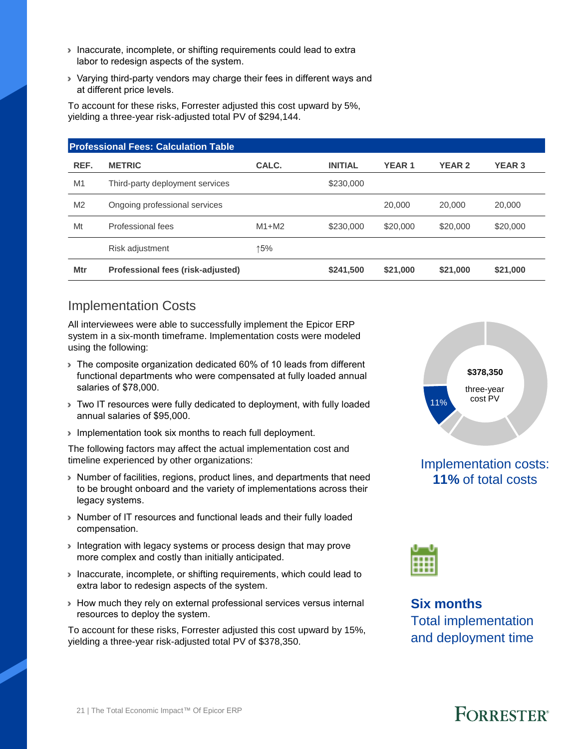- Inaccurate, incomplete, or shifting requirements could lead to extra labor to redesign aspects of the system.
- Varying third-party vendors may charge their fees in different ways and at different price levels.

To account for these risks, Forrester adjusted this cost upward by 5%, yielding a three-year risk-adjusted total PV of $294,144.

**Professional Fees: Calculation Table**

| REF. | METRIC | CALC. | INITIAL | YEAR 1 | YEAR 2 | YEAR 3 |
|---|---|---|---|---|---|---|
| M1 | Third-party deployment services | | $230,000 | | | |
| M2 | Ongoing professional services | | | 20,000 | 20,000 | 20,000 |
| Mt | Professional fees | M1+M2 | $230,000 | $20,000 | $20,000 | $20,000 |
| | Risk adjustment | ↑5% | | | | |
| **Mtr** | **Professional fees (risk-adjusted)** | | **$241,500** | **$21,000** | **$21,000** | **$21,000** |

## Implementation Costs

All interviewees were able to successfully implement the Epicor ERP system in a six-month timeframe. Implementation costs were modeled using the following:

- The composite organization dedicated 60% of 10 leads from different functional departments who were compensated at fully loaded annual salaries of $78,000.
- Two IT resources were fully dedicated to deployment, with fully loaded annual salaries of $95,000.
- Implementation took six months to reach full deployment.

The following factors may affect the actual implementation cost and timeline experienced by other organizations:

- Number of facilities, regions, product lines, and departments that need to be brought onboard and the variety of implementations across their legacy systems.
- Number of IT resources and functional leads and their fully loaded compensation.
- Integration with legacy systems or process design that may prove more complex and costly than initially anticipated.
- Inaccurate, incomplete, or shifting requirements, which could lead to extra labor to redesign aspects of the system.
- How much they rely on external professional services versus internal resources to deploy the system.

To account for these risks, Forrester adjusted this cost upward by 15%, yielding a three-year risk-adjusted total PV of $378,350.

**$378,350** three-year cost PV

11%

Implementation costs: **11%** of total costs

**Six months**
Total implementation and deployment time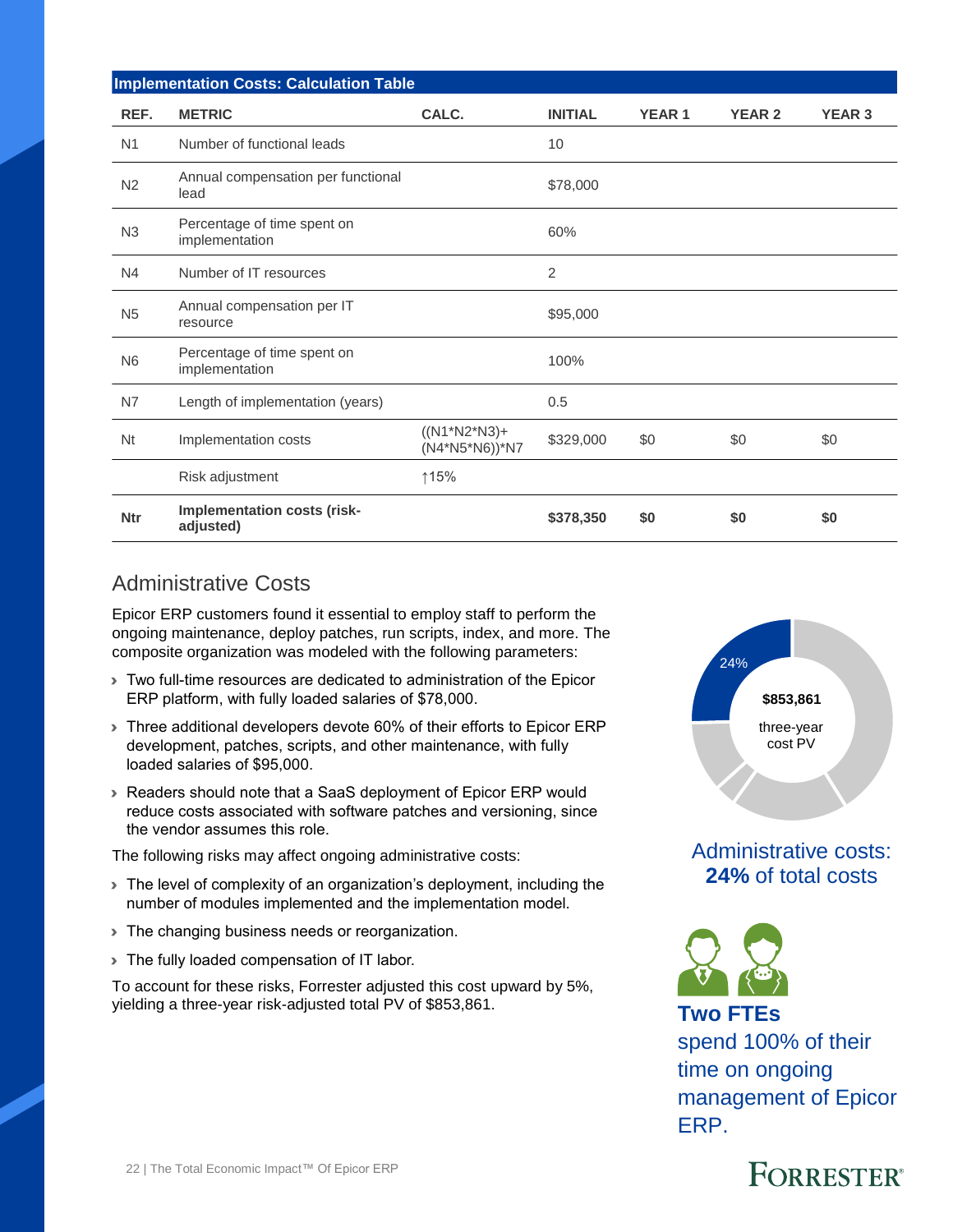| Implementation Costs: Calculation Table | | | | | | |
|---|---|---|---|---|---|---|
| **REF.** | **METRIC** | **CALC.** | **INITIAL** | **YEAR 1** | **YEAR 2** | **YEAR 3** |
| N1 | Number of functional leads | | 10 | | | |
| N2 | Annual compensation per functional lead | | $78,000 | | | |
| N3 | Percentage of time spent on implementation | | 60% | | | |
| N4 | Number of IT resources | | 2 | | | |
| N5 | Annual compensation per IT resource | | $95,000 | | | |
| N6 | Percentage of time spent on implementation | | 100% | | | |
| N7 | Length of implementation (years) | | 0.5 | | | |
| Nt | Implementation costs | ((N1*N2*N3)+(N4*N5*N6))*N7 | $329,000 | $0 | $0 | $0 |
| | Risk adjustment | ↑15% | | | | |
| **Ntr** | **Implementation costs (risk-adjusted)** | | **$378,350** | **$0** | **$0** | **$0** |

## Administrative Costs

Epicor ERP customers found it essential to employ staff to perform the ongoing maintenance, deploy patches, run scripts, index, and more. The composite organization was modeled with the following parameters:

- Two full-time resources are dedicated to administration of the Epicor ERP platform, with fully loaded salaries of $78,000.
- Three additional developers devote 60% of their efforts to Epicor ERP development, patches, scripts, and other maintenance, with fully loaded salaries of $95,000.
- Readers should note that a SaaS deployment of Epicor ERP would reduce costs associated with software patches and versioning, since the vendor assumes this role.

The following risks may affect ongoing administrative costs:

- The level of complexity of an organization's deployment, including the number of modules implemented and the implementation model.
- The changing business needs or reorganization.
- The fully loaded compensation of IT labor.

To account for these risks, Forrester adjusted this cost upward by 5%, yielding a three-year risk-adjusted total PV of $853,861.

24%

**$853,861**
three-year cost PV

Administrative costs: **24%** of total costs

**Two FTEs** spend 100% of their time on ongoing management of Epicor ERP.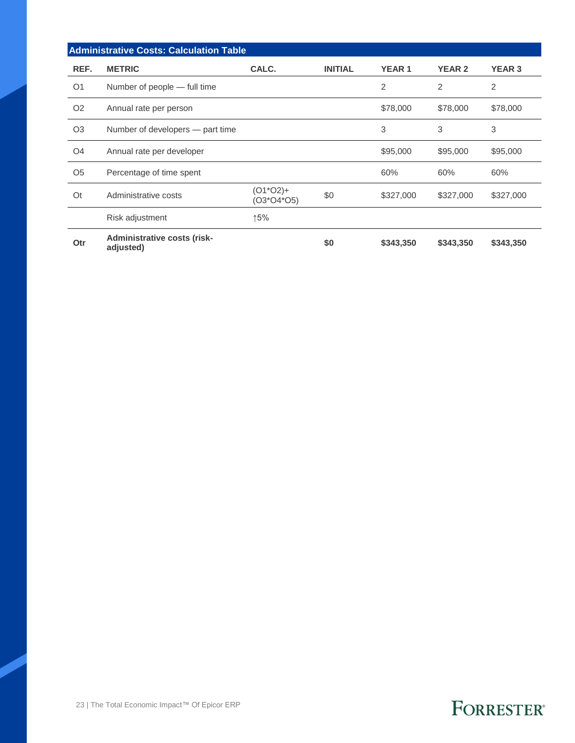| Administrative Costs: Calculation Table | | | | | | |
|---|---|---|---|---|---|---|
| **REF.** | **METRIC** | **CALC.** | **INITIAL** | **YEAR 1** | **YEAR 2** | **YEAR 3** |
| O1 | Number of people — full time | | | 2 | 2 | 2 |
| O2 | Annual rate per person | | | $78,000 | $78,000 | $78,000 |
| O3 | Number of developers — part time | | | 3 | 3 | 3 |
| O4 | Annual rate per developer | | | $95,000 | $95,000 | $95,000 |
| O5 | Percentage of time spent | | | 60% | 60% | 60% |
| Ot | Administrative costs | (O1*O2)+(O3*O4*O5) | $0 | $327,000 | $327,000 | $327,000 |
| | Risk adjustment | ↑5% | | | | |
| **Otr** | **Administrative costs (risk-adjusted)** | | **$0** | **$343,350** | **$343,350** | **$343,350** |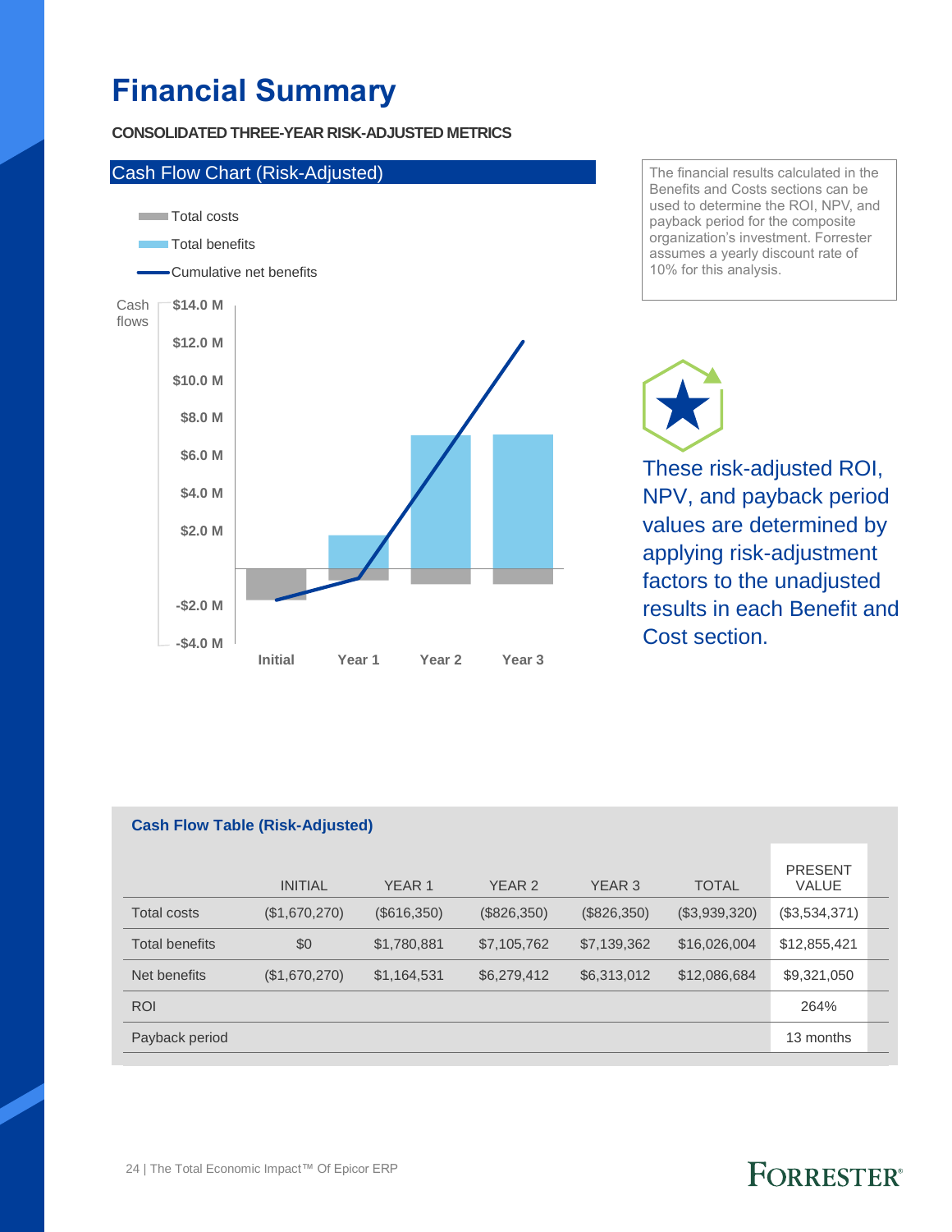# Financial Summary

**CONSOLIDATED THREE-YEAR RISK-ADJUSTED METRICS**

## Cash Flow Chart (Risk-Adjusted)

Total costs
Total benefits
Cumulative net benefits

Cash flows

$14.0 M
$12.0 M
$10.0 M
$8.0 M
$6.0 M
$4.0 M
$2.0 M
-$2.0 M
-$4.0 M

Initial Year 1 Year 2 Year 3

The financial results calculated in the Benefits and Costs sections can be used to determine the ROI, NPV, and payback period for the composite organization's investment. Forrester assumes a yearly discount rate of 10% for this analysis.

These risk-adjusted ROI, NPV, and payback period values are determined by applying risk-adjustment factors to the unadjusted results in each Benefit and Cost section.

**Cash Flow Table (Risk-Adjusted)**

| | INITIAL | YEAR 1 | YEAR 2 | YEAR 3 | TOTAL | PRESENT VALUE |
|---|---|---|---|---|---|---|
| Total costs | ($1,670,270) | ($616,350) | ($826,350) | ($826,350) | ($3,939,320) | ($3,534,371) |
| Total benefits | $0 | $1,780,881 | $7,105,762 | $7,139,362 | $16,026,004 | $12,855,421 |
| Net benefits | ($1,670,270) | $1,164,531 | $6,279,412 | $6,313,012 | $12,086,684 | $9,321,050 |
| ROI | | | | | | 264% |
| Payback period | | | | | | 13 months |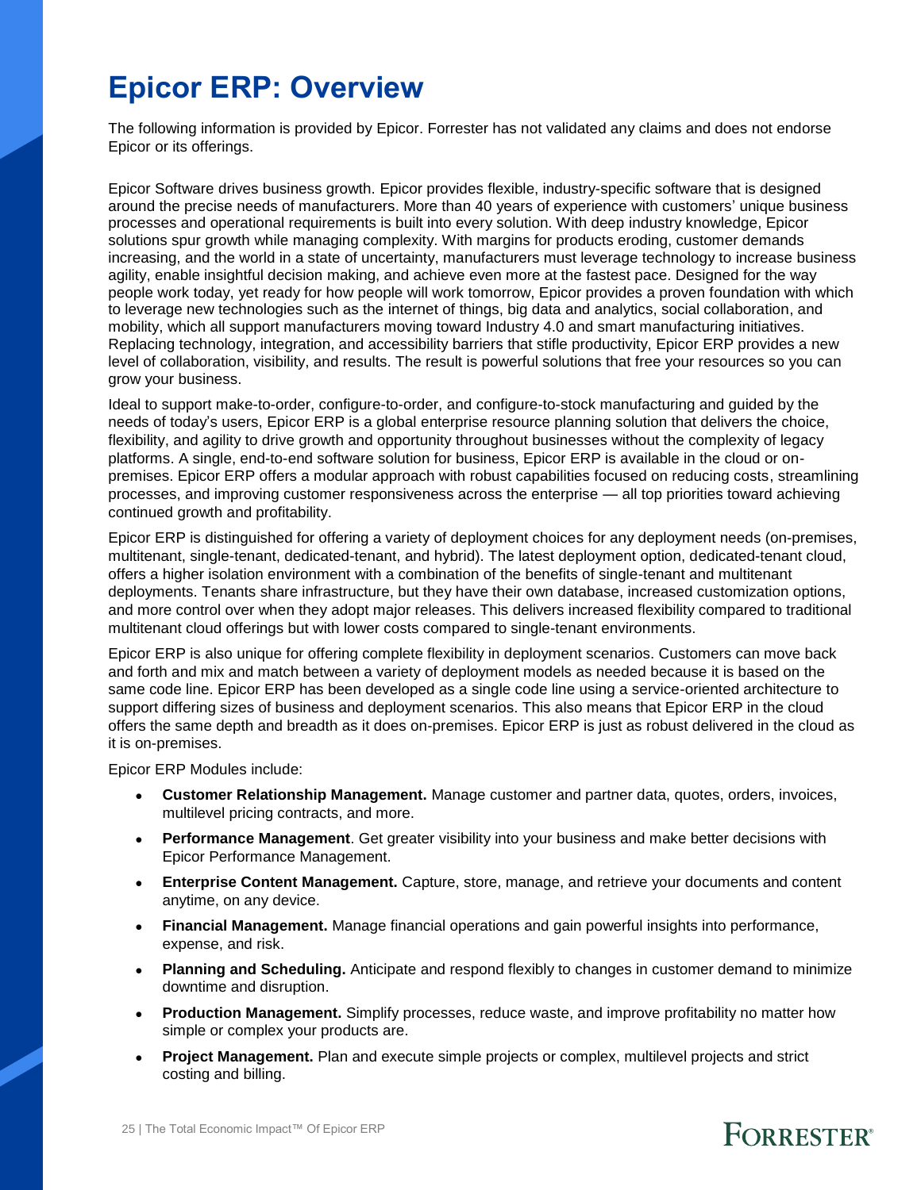# Epicor ERP: Overview

The following information is provided by Epicor. Forrester has not validated any claims and does not endorse Epicor or its offerings.

Epicor Software drives business growth. Epicor provides flexible, industry-specific software that is designed around the precise needs of manufacturers. More than 40 years of experience with customers' unique business processes and operational requirements is built into every solution. With deep industry knowledge, Epicor solutions spur growth while managing complexity. With margins for products eroding, customer demands increasing, and the world in a state of uncertainty, manufacturers must leverage technology to increase business agility, enable insightful decision making, and achieve even more at the fastest pace. Designed for the way people work today, yet ready for how people will work tomorrow, Epicor provides a proven foundation with which to leverage new technologies such as the internet of things, big data and analytics, social collaboration, and mobility, which all support manufacturers moving toward Industry 4.0 and smart manufacturing initiatives. Replacing technology, integration, and accessibility barriers that stifle productivity, Epicor ERP provides a new level of collaboration, visibility, and results. The result is powerful solutions that free your resources so you can grow your business.

Ideal to support make-to-order, configure-to-order, and configure-to-stock manufacturing and guided by the needs of today's users, Epicor ERP is a global enterprise resource planning solution that delivers the choice, flexibility, and agility to drive growth and opportunity throughout businesses without the complexity of legacy platforms. A single, end-to-end software solution for business, Epicor ERP is available in the cloud or on-premises. Epicor ERP offers a modular approach with robust capabilities focused on reducing costs, streamlining processes, and improving customer responsiveness across the enterprise — all top priorities toward achieving continued growth and profitability.

Epicor ERP is distinguished for offering a variety of deployment choices for any deployment needs (on-premises, multitenant, single-tenant, dedicated-tenant, and hybrid). The latest deployment option, dedicated-tenant cloud, offers a higher isolation environment with a combination of the benefits of single-tenant and multitenant deployments. Tenants share infrastructure, but they have their own database, increased customization options, and more control over when they adopt major releases. This delivers increased flexibility compared to traditional multitenant cloud offerings but with lower costs compared to single-tenant environments.

Epicor ERP is also unique for offering complete flexibility in deployment scenarios. Customers can move back and forth and mix and match between a variety of deployment models as needed because it is based on the same code line. Epicor ERP has been developed as a single code line using a service-oriented architecture to support differing sizes of business and deployment scenarios. This also means that Epicor ERP in the cloud offers the same depth and breadth as it does on-premises. Epicor ERP is just as robust delivered in the cloud as it is on-premises.

Epicor ERP Modules include:

- **Customer Relationship Management.** Manage customer and partner data, quotes, orders, invoices, multilevel pricing contracts, and more.
- **Performance Management**. Get greater visibility into your business and make better decisions with Epicor Performance Management.
- **Enterprise Content Management.** Capture, store, manage, and retrieve your documents and content anytime, on any device.
- **Financial Management.** Manage financial operations and gain powerful insights into performance, expense, and risk.
- **Planning and Scheduling.** Anticipate and respond flexibly to changes in customer demand to minimize downtime and disruption.
- **Production Management.** Simplify processes, reduce waste, and improve profitability no matter how simple or complex your products are.
- **Project Management.** Plan and execute simple projects or complex, multilevel projects and strict costing and billing.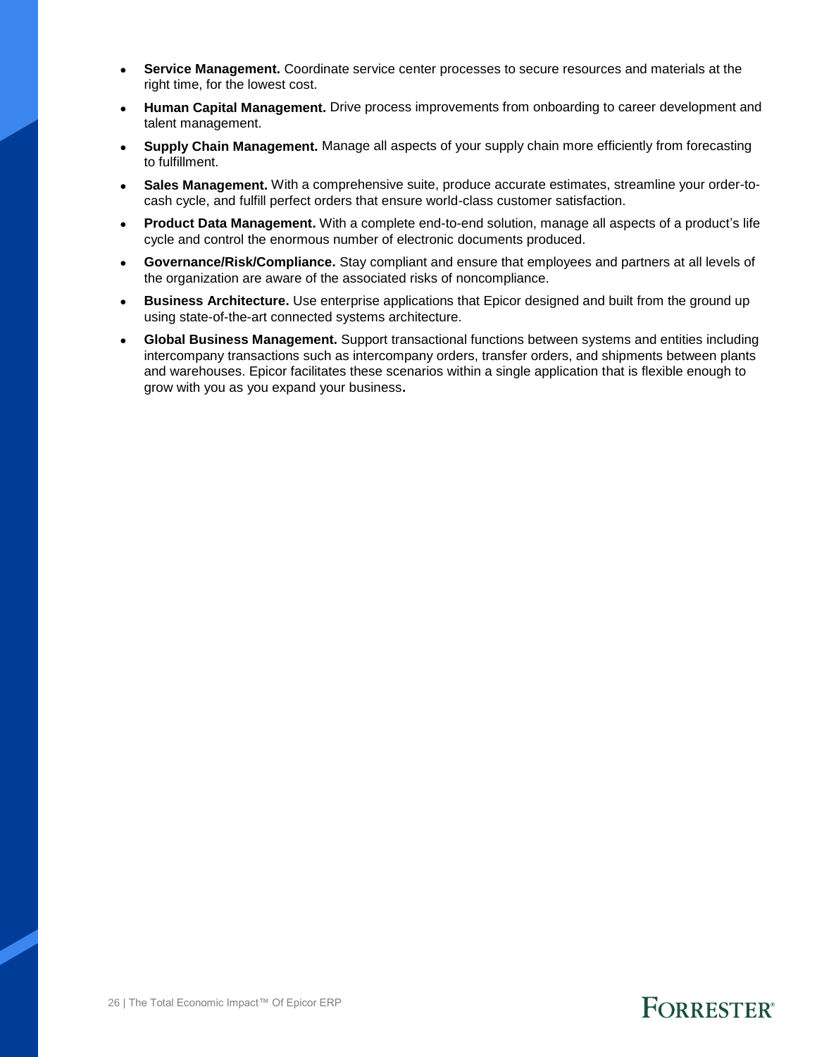- **Service Management.** Coordinate service center processes to secure resources and materials at the right time, for the lowest cost.
- **Human Capital Management.** Drive process improvements from onboarding to career development and talent management.
- **Supply Chain Management.** Manage all aspects of your supply chain more efficiently from forecasting to fulfillment.
- **Sales Management.** With a comprehensive suite, produce accurate estimates, streamline your order-to-cash cycle, and fulfill perfect orders that ensure world-class customer satisfaction.
- **Product Data Management.** With a complete end-to-end solution, manage all aspects of a product's life cycle and control the enormous number of electronic documents produced.
- **Governance/Risk/Compliance.** Stay compliant and ensure that employees and partners at all levels of the organization are aware of the associated risks of noncompliance.
- **Business Architecture.** Use enterprise applications that Epicor designed and built from the ground up using state-of-the-art connected systems architecture.
- **Global Business Management.** Support transactional functions between systems and entities including intercompany transactions such as intercompany orders, transfer orders, and shipments between plants and warehouses. Epicor facilitates these scenarios within a single application that is flexible enough to grow with you as you expand your business.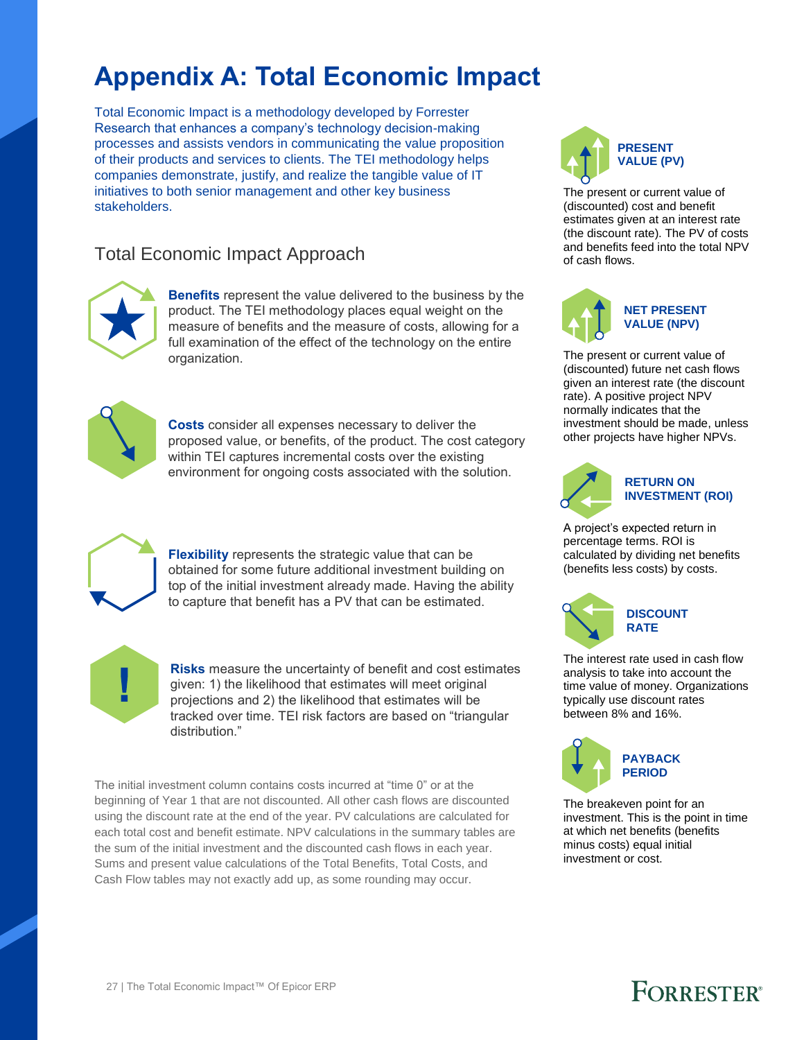# Appendix A: Total Economic Impact

Total Economic Impact is a methodology developed by Forrester Research that enhances a company's technology decision-making processes and assists vendors in communicating the value proposition of their products and services to clients. The TEI methodology helps companies demonstrate, justify, and realize the tangible value of IT initiatives to both senior management and other key business stakeholders.

## Total Economic Impact Approach

**Benefits** represent the value delivered to the business by the product. The TEI methodology places equal weight on the measure of benefits and the measure of costs, allowing for a full examination of the effect of the technology on the entire organization.

**Costs** consider all expenses necessary to deliver the proposed value, or benefits, of the product. The cost category within TEI captures incremental costs over the existing environment for ongoing costs associated with the solution.

**Flexibility** represents the strategic value that can be obtained for some future additional investment building on top of the initial investment already made. Having the ability to capture that benefit has a PV that can be estimated.

**Risks** measure the uncertainty of benefit and cost estimates given: 1) the likelihood that estimates will meet original projections and 2) the likelihood that estimates will be tracked over time. TEI risk factors are based on "triangular distribution."

The initial investment column contains costs incurred at "time 0" or at the beginning of Year 1 that are not discounted. All other cash flows are discounted using the discount rate at the end of the year. PV calculations are calculated for each total cost and benefit estimate. NPV calculations in the summary tables are the sum of the initial investment and the discounted cash flows in each year. Sums and present value calculations of the Total Benefits, Total Costs, and Cash Flow tables may not exactly add up, as some rounding may occur.

### PRESENT VALUE (PV)

The present or current value of (discounted) cost and benefit estimates given at an interest rate (the discount rate). The PV of costs and benefits feed into the total NPV of cash flows.

### NET PRESENT VALUE (NPV)

The present or current value of (discounted) future net cash flows given an interest rate (the discount rate). A positive project NPV normally indicates that the investment should be made, unless other projects have higher NPVs.

### RETURN ON INVESTMENT (ROI)

A project's expected return in percentage terms. ROI is calculated by dividing net benefits (benefits less costs) by costs.

### DISCOUNT RATE

The interest rate used in cash flow analysis to take into account the time value of money. Organizations typically use discount rates between 8% and 16%.

### PAYBACK PERIOD

The breakeven point for an investment. This is the point in time at which net benefits (benefits minus costs) equal initial investment or cost.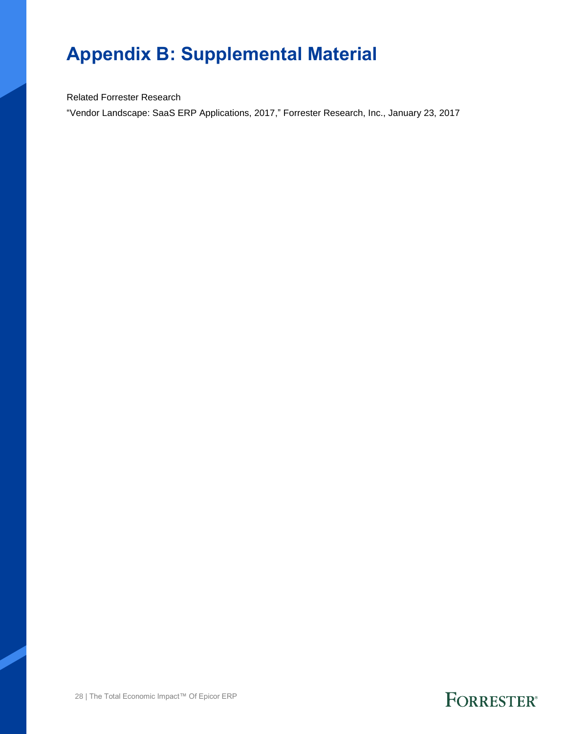# Appendix B: Supplemental Material

Related Forrester Research

"Vendor Landscape: SaaS ERP Applications, 2017," Forrester Research, Inc., January 23, 2017